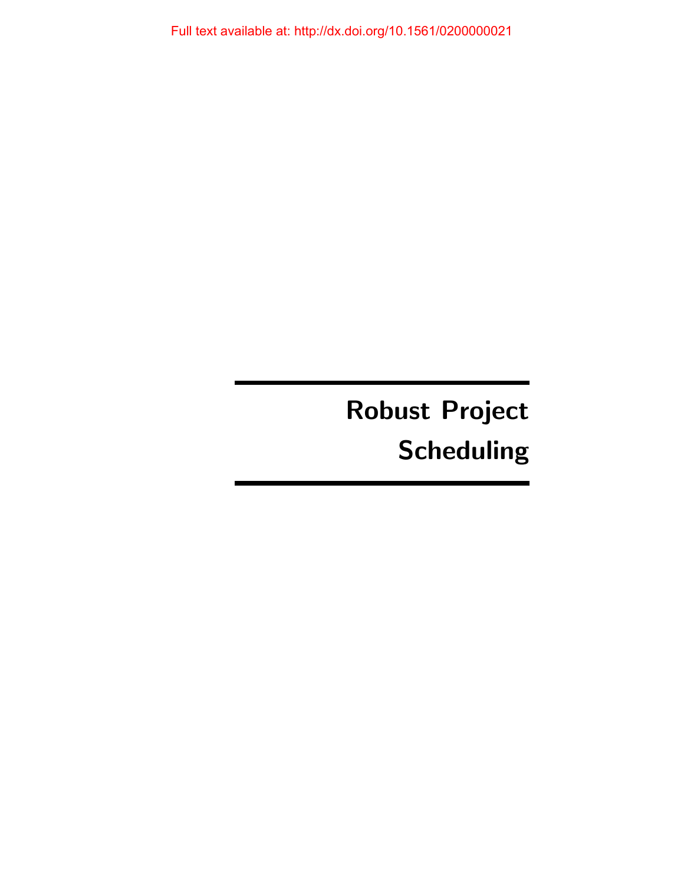Full text available at: http://dx.doi.org/10.1561/0200000021

# Robust Project Scheduling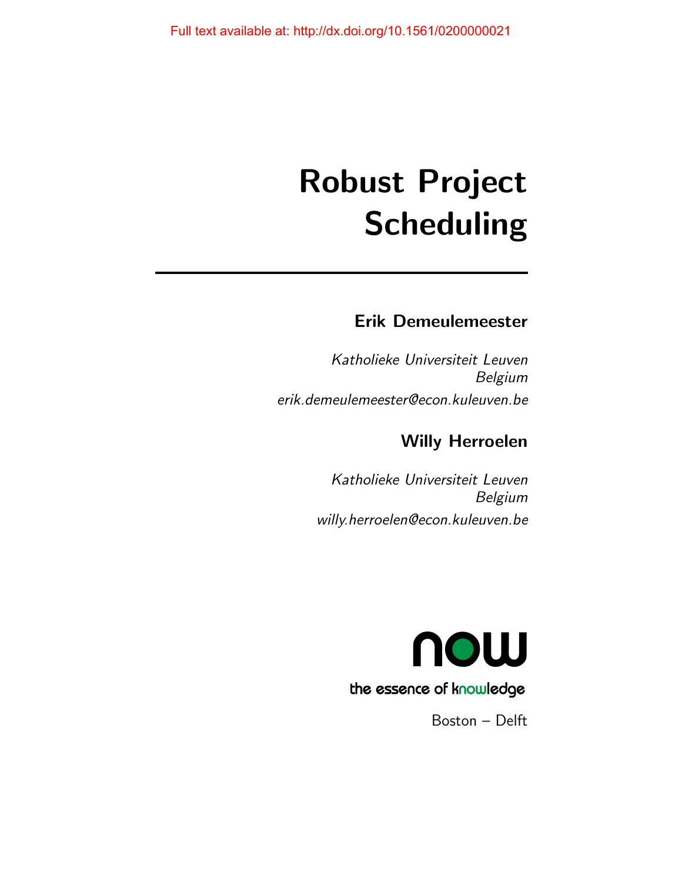Full text available at: http://dx.doi.org/10.1561/0200000021

# Robust Project Scheduling

**Erik Demeulemeester**

*Katholieke Universiteit Leuven*
*Belgium*
*erik.demeulemeester@econ.kuleuven.be*

**Willy Herroelen**

*Katholieke Universiteit Leuven*
*Belgium*
*willy.herroelen@econ.kuleuven.be*

now

the essence of knowledge

Boston – Delft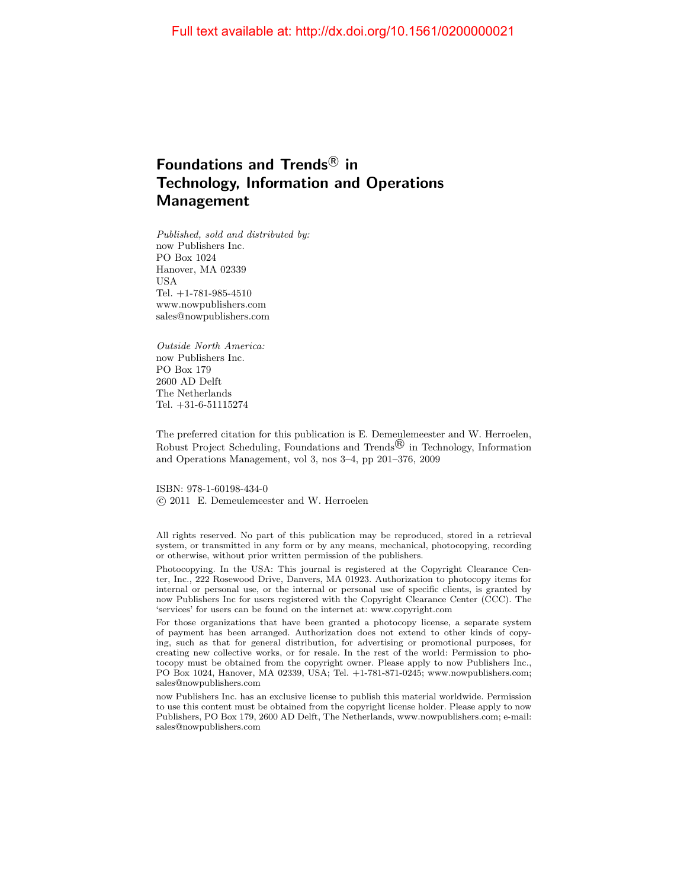Full text available at: http://dx.doi.org/10.1561/0200000021

# Foundations and Trends® in Technology, Information and Operations Management

*Published, sold and distributed by:*
now Publishers Inc.
PO Box 1024
Hanover, MA 02339
USA
Tel. +1-781-985-4510
www.nowpublishers.com
sales@nowpublishers.com

*Outside North America:*
now Publishers Inc.
PO Box 179
2600 AD Delft
The Netherlands
Tel. +31-6-51115274

The preferred citation for this publication is E. Demeulemeester and W. Herroelen, Robust Project Scheduling, Foundations and Trends® in Technology, Information and Operations Management, vol 3, nos 3–4, pp 201–376, 2009

ISBN: 978-1-60198-434-0
© 2011 E. Demeulemeester and W. Herroelen

All rights reserved. No part of this publication may be reproduced, stored in a retrieval system, or transmitted in any form or by any means, mechanical, photocopying, recording or otherwise, without prior written permission of the publishers.

Photocopying. In the USA: This journal is registered at the Copyright Clearance Center, Inc., 222 Rosewood Drive, Danvers, MA 01923. Authorization to photocopy items for internal or personal use, or the internal or personal use of specific clients, is granted by now Publishers Inc for users registered with the Copyright Clearance Center (CCC). The 'services' for users can be found on the internet at: www.copyright.com

For those organizations that have been granted a photocopy license, a separate system of payment has been arranged. Authorization does not extend to other kinds of copying, such as that for general distribution, for advertising or promotional purposes, for creating new collective works, or for resale. In the rest of the world: Permission to photocopy must be obtained from the copyright owner. Please apply to now Publishers Inc., PO Box 1024, Hanover, MA 02339, USA; Tel. +1-781-871-0245; www.nowpublishers.com; sales@nowpublishers.com

now Publishers Inc. has an exclusive license to publish this material worldwide. Permission to use this content must be obtained from the copyright license holder. Please apply to now Publishers, PO Box 179, 2600 AD Delft, The Netherlands, www.nowpublishers.com; e-mail: sales@nowpublishers.com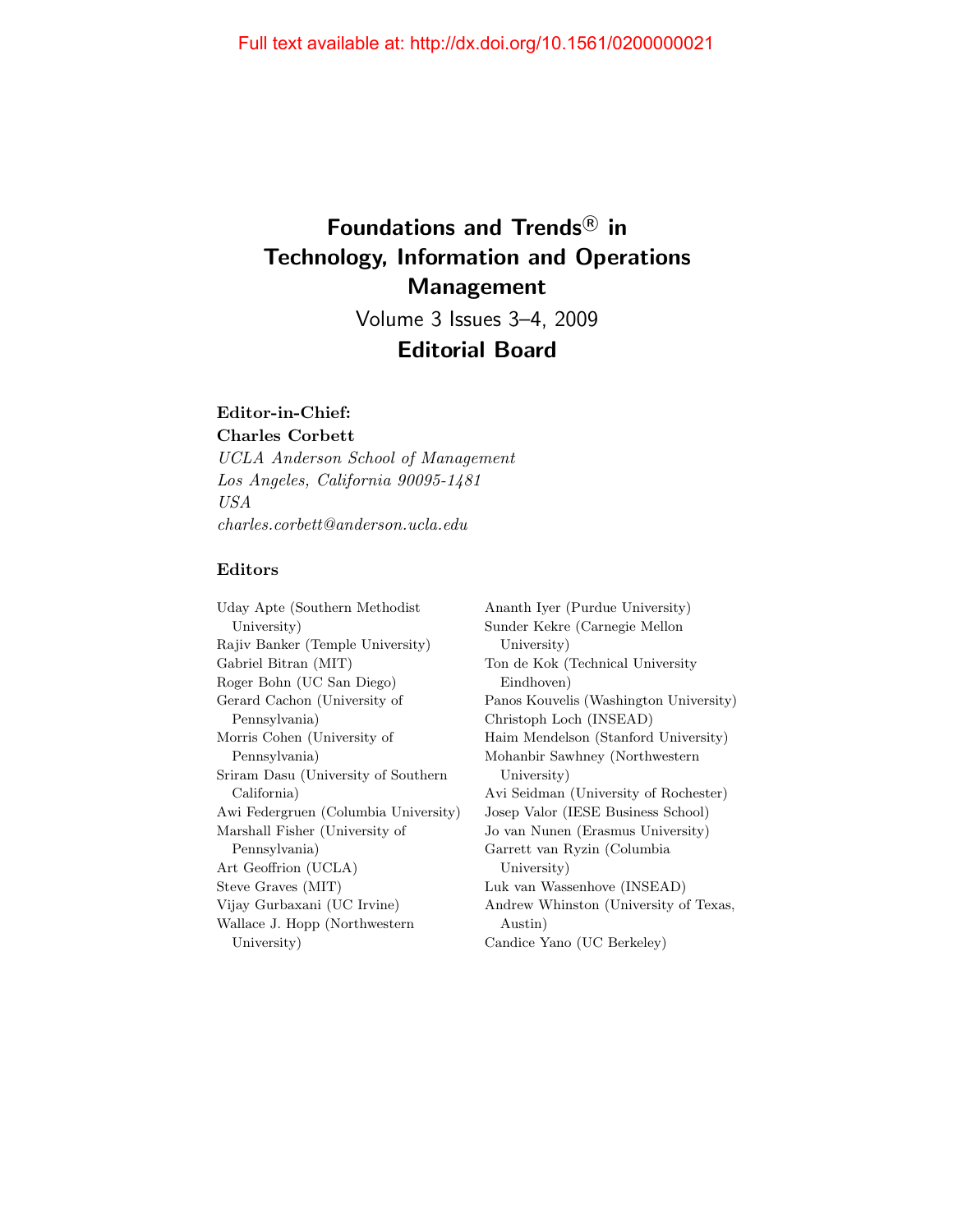Full text available at: http://dx.doi.org/10.1561/0200000021

# Foundations and Trends® in Technology, Information and Operations Management

Volume 3 Issues 3–4, 2009

## Editorial Board

**Editor-in-Chief:**
**Charles Corbett**
*UCLA Anderson School of Management*
*Los Angeles, California 90095-1481*
*USA*
*charles.corbett@anderson.ucla.edu*

**Editors**

Uday Apte (Southern Methodist University)
Rajiv Banker (Temple University)
Gabriel Bitran (MIT)
Roger Bohn (UC San Diego)
Gerard Cachon (University of Pennsylvania)
Morris Cohen (University of Pennsylvania)
Sriram Dasu (University of Southern California)
Awi Federgruen (Columbia University)
Marshall Fisher (University of Pennsylvania)
Art Geoffrion (UCLA)
Steve Graves (MIT)
Vijay Gurbaxani (UC Irvine)
Wallace J. Hopp (Northwestern University)
Ananth Iyer (Purdue University)
Sunder Kekre (Carnegie Mellon University)
Ton de Kok (Technical University Eindhoven)
Panos Kouvelis (Washington University)
Christoph Loch (INSEAD)
Haim Mendelson (Stanford University)
Mohanbir Sawhney (Northwestern University)
Avi Seidman (University of Rochester)
Josep Valor (IESE Business School)
Jo van Nunen (Erasmus University)
Garrett van Ryzin (Columbia University)
Luk van Wassenhove (INSEAD)
Andrew Whinston (University of Texas, Austin)
Candice Yano (UC Berkeley)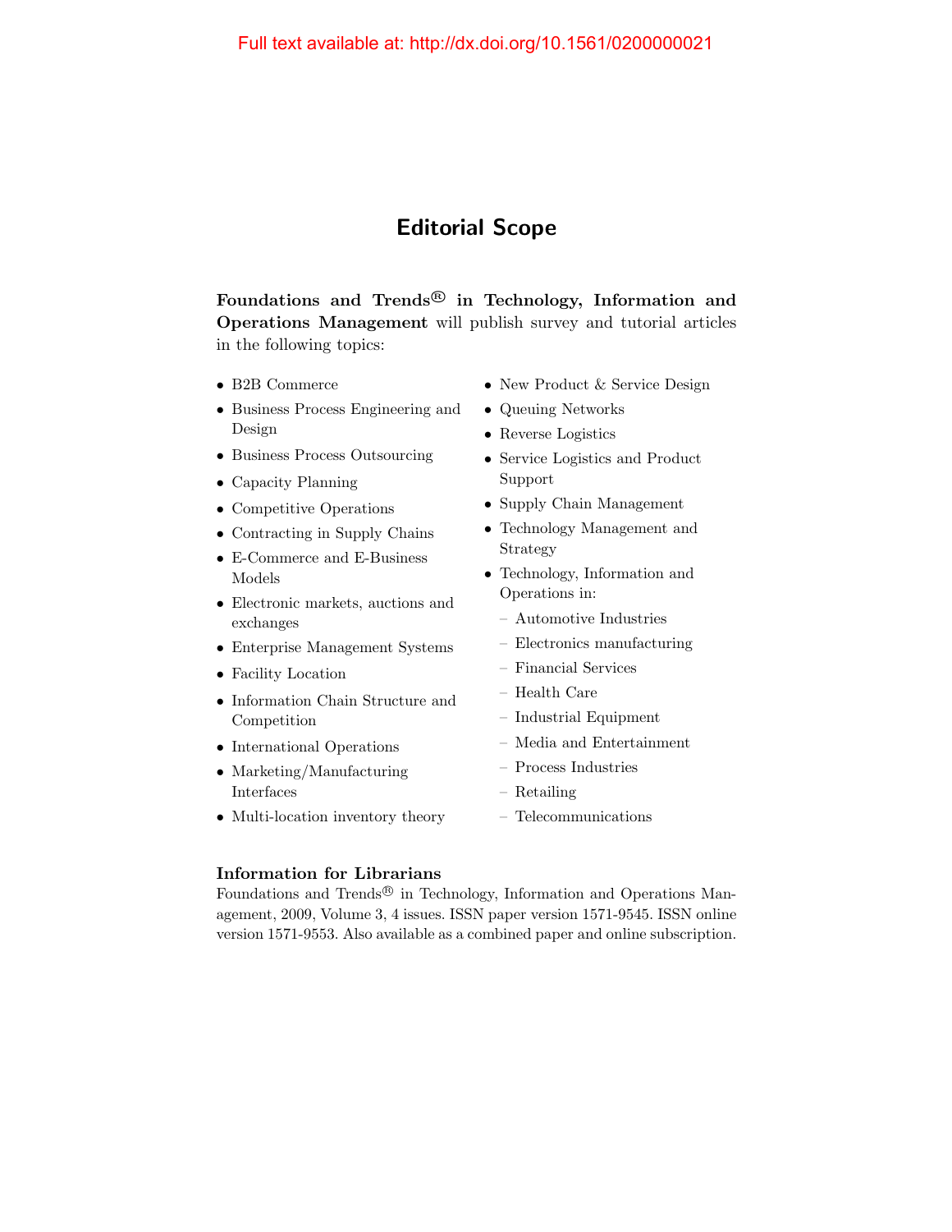Full text available at: http://dx.doi.org/10.1561/0200000021

# Editorial Scope

**Foundations and Trends® in Technology, Information and Operations Management** will publish survey and tutorial articles in the following topics:

- B2B Commerce
- Business Process Engineering and Design
- Business Process Outsourcing
- Capacity Planning
- Competitive Operations
- Contracting in Supply Chains
- E-Commerce and E-Business Models
- Electronic markets, auctions and exchanges
- Enterprise Management Systems
- Facility Location
- Information Chain Structure and Competition
- International Operations
- Marketing/Manufacturing Interfaces
- Multi-location inventory theory
- New Product & Service Design
- Queuing Networks
- Reverse Logistics
- Service Logistics and Product Support
- Supply Chain Management
- Technology Management and Strategy
- Technology, Information and Operations in:
  - Automotive Industries
  - Electronics manufacturing
  - Financial Services
  - Health Care
  - Industrial Equipment
  - Media and Entertainment
  - Process Industries
  - Retailing
  - Telecommunications

### Information for Librarians

Foundations and Trends® in Technology, Information and Operations Management, 2009, Volume 3, 4 issues. ISSN paper version 1571-9545. ISSN online version 1571-9553. Also available as a combined paper and online subscription.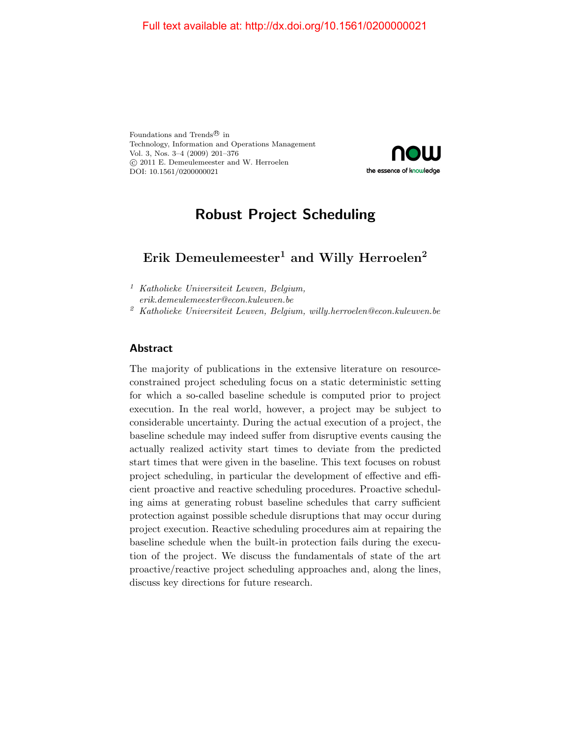Full text available at: http://dx.doi.org/10.1561/0200000021

Foundations and Trends® in
Technology, Information and Operations Management
Vol. 3, Nos. 3–4 (2009) 201–376
© 2011 E. Demeulemeester and W. Herroelen
DOI: 10.1561/0200000021

# Robust Project Scheduling

**Erik Demeulemeester[1] and Willy Herroelen[2]**

[1] *Katholieke Universiteit Leuven, Belgium, erik.demeulemeester@econ.kuleuven.be*

[2] *Katholieke Universiteit Leuven, Belgium, willy.herroelen@econ.kuleuven.be*

## Abstract

The majority of publications in the extensive literature on resource-constrained project scheduling focus on a static deterministic setting for which a so-called baseline schedule is computed prior to project execution. In the real world, however, a project may be subject to considerable uncertainty. During the actual execution of a project, the baseline schedule may indeed suffer from disruptive events causing the actually realized activity start times to deviate from the predicted start times that were given in the baseline. This text focuses on robust project scheduling, in particular the development of effective and efficient proactive and reactive scheduling procedures. Proactive scheduling aims at generating robust baseline schedules that carry sufficient protection against possible schedule disruptions that may occur during project execution. Reactive scheduling procedures aim at repairing the baseline schedule when the built-in protection fails during the execution of the project. We discuss the fundamentals of state of the art proactive/reactive project scheduling approaches and, along the lines, discuss key directions for future research.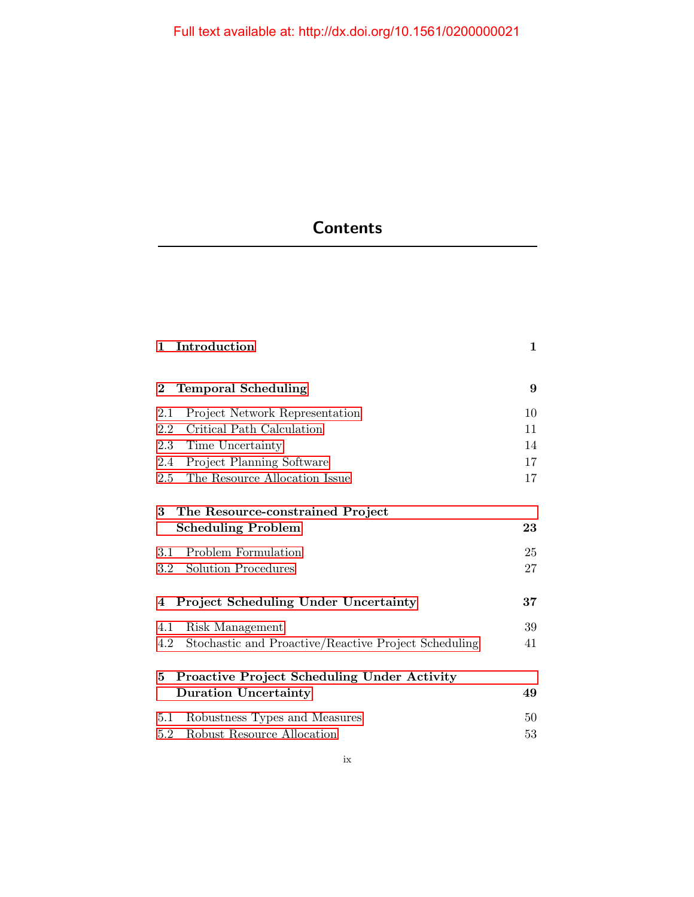# Contents

| | |
|---|---|
| **1 Introduction** | **1** |
| **2 Temporal Scheduling** | **9** |
| 2.1 Project Network Representation | 10 |
| 2.2 Critical Path Calculation | 11 |
| 2.3 Time Uncertainty | 14 |
| 2.4 Project Planning Software | 17 |
| 2.5 The Resource Allocation Issue | 17 |
| **3 The Resource-constrained Project Scheduling Problem** | **23** |
| 3.1 Problem Formulation | 25 |
| 3.2 Solution Procedures | 27 |
| **4 Project Scheduling Under Uncertainty** | **37** |
| 4.1 Risk Management | 39 |
| 4.2 Stochastic and Proactive/Reactive Project Scheduling | 41 |
| **5 Proactive Project Scheduling Under Activity Duration Uncertainty** | **49** |
| 5.1 Robustness Types and Measures | 50 |
| 5.2 Robust Resource Allocation | 53 |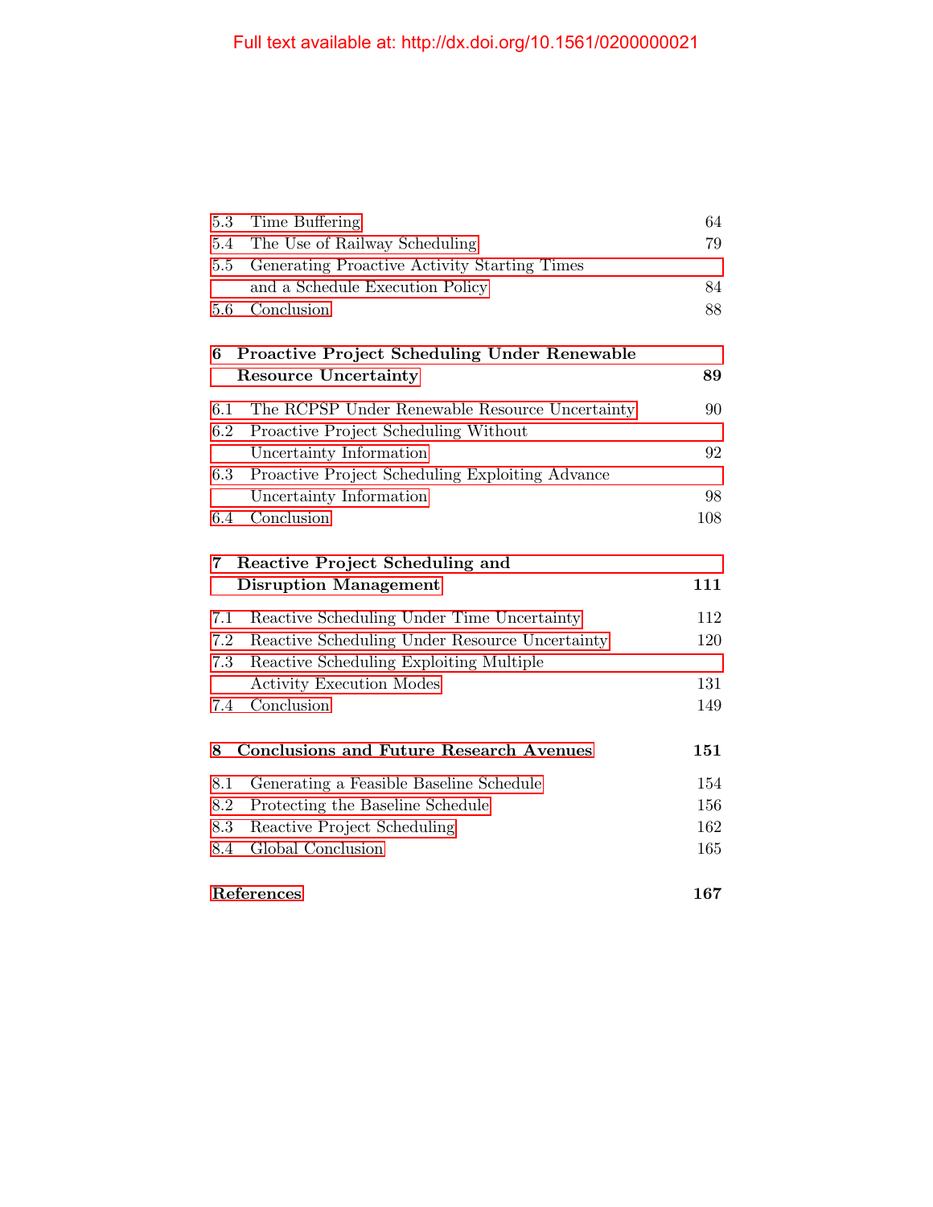Full text available at: http://dx.doi.org/10.1561/0200000021

5.3 Time Buffering 64

5.4 The Use of Railway Scheduling 79

5.5 Generating Proactive Activity Starting Times and a Schedule Execution Policy 84

5.6 Conclusion 88

**6 Proactive Project Scheduling Under Renewable Resource Uncertainty 89**

6.1 The RCPSP Under Renewable Resource Uncertainty 90

6.2 Proactive Project Scheduling Without Uncertainty Information 92

6.3 Proactive Project Scheduling Exploiting Advance Uncertainty Information 98

6.4 Conclusion 108

**7 Reactive Project Scheduling and Disruption Management 111**

7.1 Reactive Scheduling Under Time Uncertainty 112

7.2 Reactive Scheduling Under Resource Uncertainty 120

7.3 Reactive Scheduling Exploiting Multiple Activity Execution Modes 131

7.4 Conclusion 149

**8 Conclusions and Future Research Avenues 151**

8.1 Generating a Feasible Baseline Schedule 154

8.2 Protecting the Baseline Schedule 156

8.3 Reactive Project Scheduling 162

8.4 Global Conclusion 165

**References 167**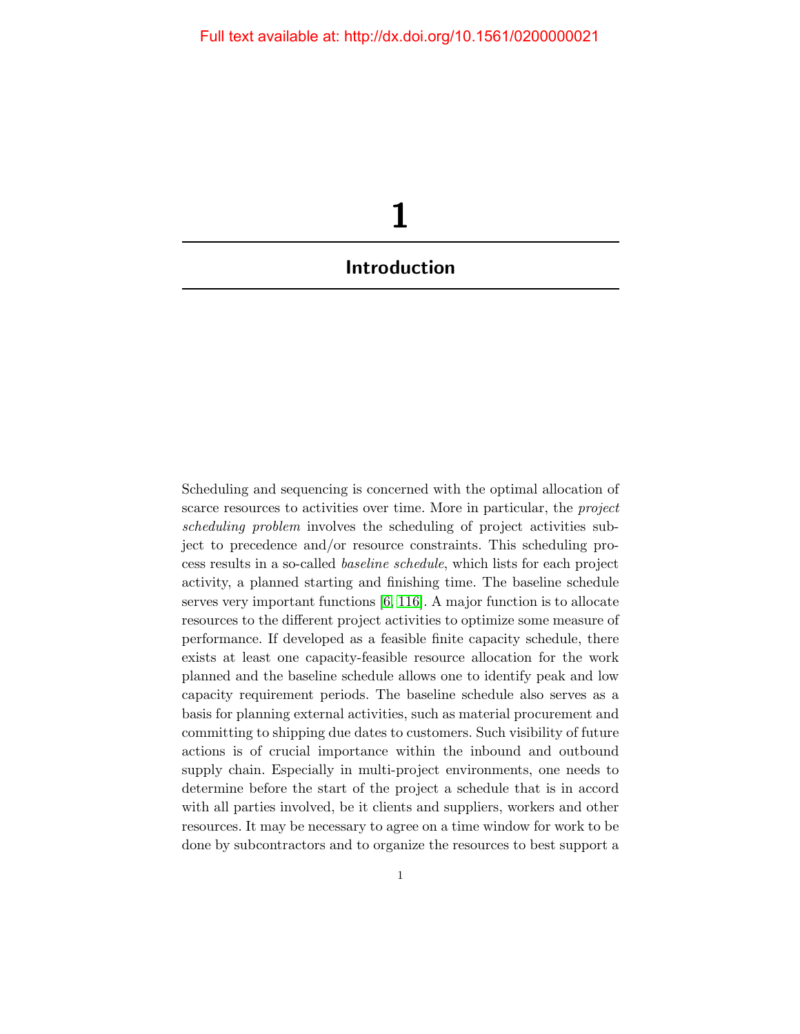# 1

## Introduction

Scheduling and sequencing is concerned with the optimal allocation of scarce resources to activities over time. More in particular, the *project scheduling problem* involves the scheduling of project activities subject to precedence and/or resource constraints. This scheduling process results in a so-called *baseline schedule*, which lists for each project activity, a planned starting and finishing time. The baseline schedule serves very important functions [6, 116]. A major function is to allocate resources to the different project activities to optimize some measure of performance. If developed as a feasible finite capacity schedule, there exists at least one capacity-feasible resource allocation for the work planned and the baseline schedule allows one to identify peak and low capacity requirement periods. The baseline schedule also serves as a basis for planning external activities, such as material procurement and committing to shipping due dates to customers. Such visibility of future actions is of crucial importance within the inbound and outbound supply chain. Especially in multi-project environments, one needs to determine before the start of the project a schedule that is in accord with all parties involved, be it clients and suppliers, workers and other resources. It may be necessary to agree on a time window for work to be done by subcontractors and to organize the resources to best support a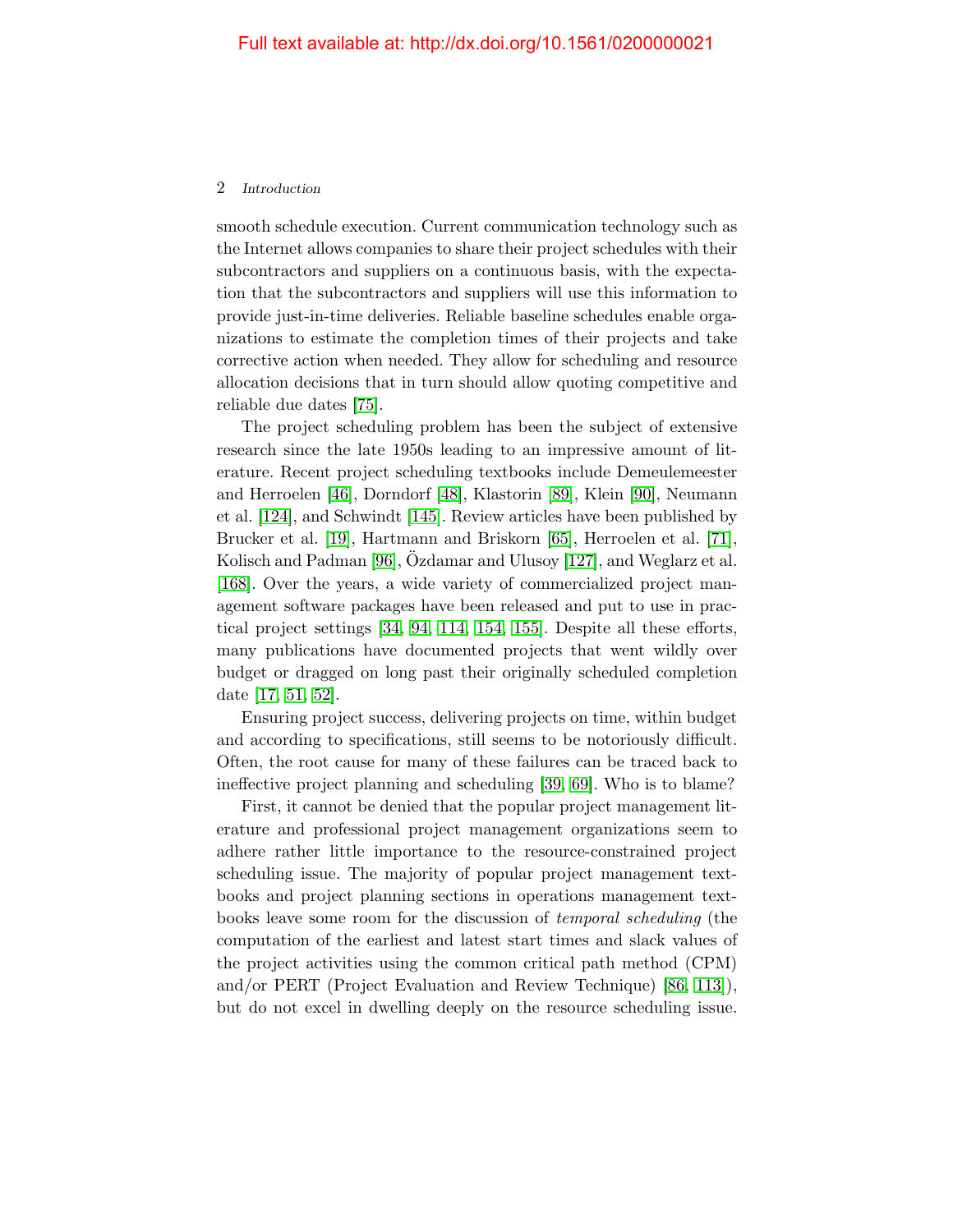smooth schedule execution. Current communication technology such as the Internet allows companies to share their project schedules with their subcontractors and suppliers on a continuous basis, with the expectation that the subcontractors and suppliers will use this information to provide just-in-time deliveries. Reliable baseline schedules enable organizations to estimate the completion times of their projects and take corrective action when needed. They allow for scheduling and resource allocation decisions that in turn should allow quoting competitive and reliable due dates [75].

The project scheduling problem has been the subject of extensive research since the late 1950s leading to an impressive amount of literature. Recent project scheduling textbooks include Demeulemeester and Herroelen [46], Dorndorf [48], Klastorin [89], Klein [90], Neumann et al. [124], and Schwindt [145]. Review articles have been published by Brucker et al. [19], Hartmann and Briskorn [65], Herroelen et al. [71], Kolisch and Padman [96], Özdamar and Ulusoy [127], and Weglarz et al. [168]. Over the years, a wide variety of commercialized project management software packages have been released and put to use in practical project settings [34, 94, 114, 154, 155]. Despite all these efforts, many publications have documented projects that went wildly over budget or dragged on long past their originally scheduled completion date [17, 51, 52].

Ensuring project success, delivering projects on time, within budget and according to specifications, still seems to be notoriously difficult. Often, the root cause for many of these failures can be traced back to ineffective project planning and scheduling [39, 69]. Who is to blame?

First, it cannot be denied that the popular project management literature and professional project management organizations seem to adhere rather little importance to the resource-constrained project scheduling issue. The majority of popular project management textbooks and project planning sections in operations management textbooks leave some room for the discussion of *temporal scheduling* (the computation of the earliest and latest start times and slack values of the project activities using the common critical path method (CPM) and/or PERT (Project Evaluation and Review Technique) [86, 113]), but do not excel in dwelling deeply on the resource scheduling issue.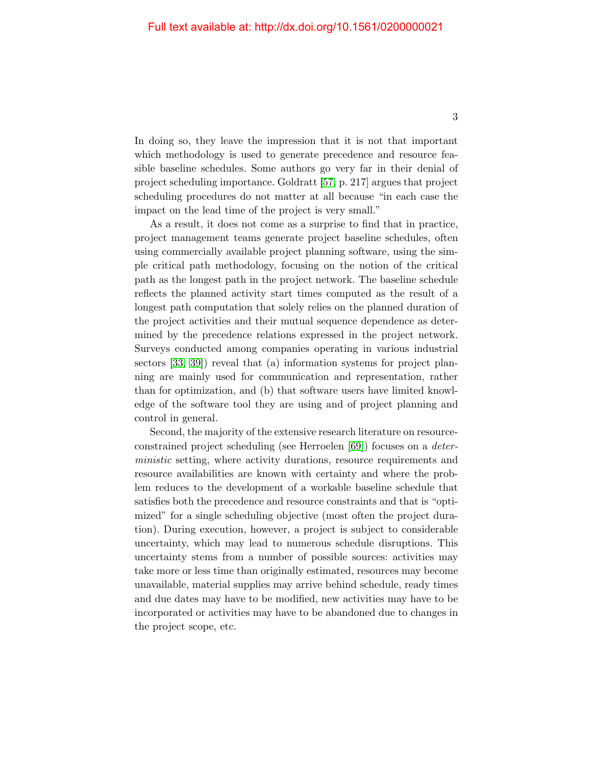In doing so, they leave the impression that it is not that important which methodology is used to generate precedence and resource feasible baseline schedules. Some authors go very far in their denial of project scheduling importance. Goldratt [57, p. 217] argues that project scheduling procedures do not matter at all because "in each case the impact on the lead time of the project is very small."

As a result, it does not come as a surprise to find that in practice, project management teams generate project baseline schedules, often using commercially available project planning software, using the simple critical path methodology, focusing on the notion of the critical path as the longest path in the project network. The baseline schedule reflects the planned activity start times computed as the result of a longest path computation that solely relies on the planned duration of the project activities and their mutual sequence dependence as determined by the precedence relations expressed in the project network. Surveys conducted among companies operating in various industrial sectors [33, 39]) reveal that (a) information systems for project planning are mainly used for communication and representation, rather than for optimization, and (b) that software users have limited knowledge of the software tool they are using and of project planning and control in general.

Second, the majority of the extensive research literature on resource-constrained project scheduling (see Herroelen [69]) focuses on a *deterministic* setting, where activity durations, resource requirements and resource availabilities are known with certainty and where the problem reduces to the development of a workable baseline schedule that satisfies both the precedence and resource constraints and that is "optimized" for a single scheduling objective (most often the project duration). During execution, however, a project is subject to considerable uncertainty, which may lead to numerous schedule disruptions. This uncertainty stems from a number of possible sources: activities may take more or less time than originally estimated, resources may become unavailable, material supplies may arrive behind schedule, ready times and due dates may have to be modified, new activities may have to be incorporated or activities may have to be abandoned due to changes in the project scope, etc.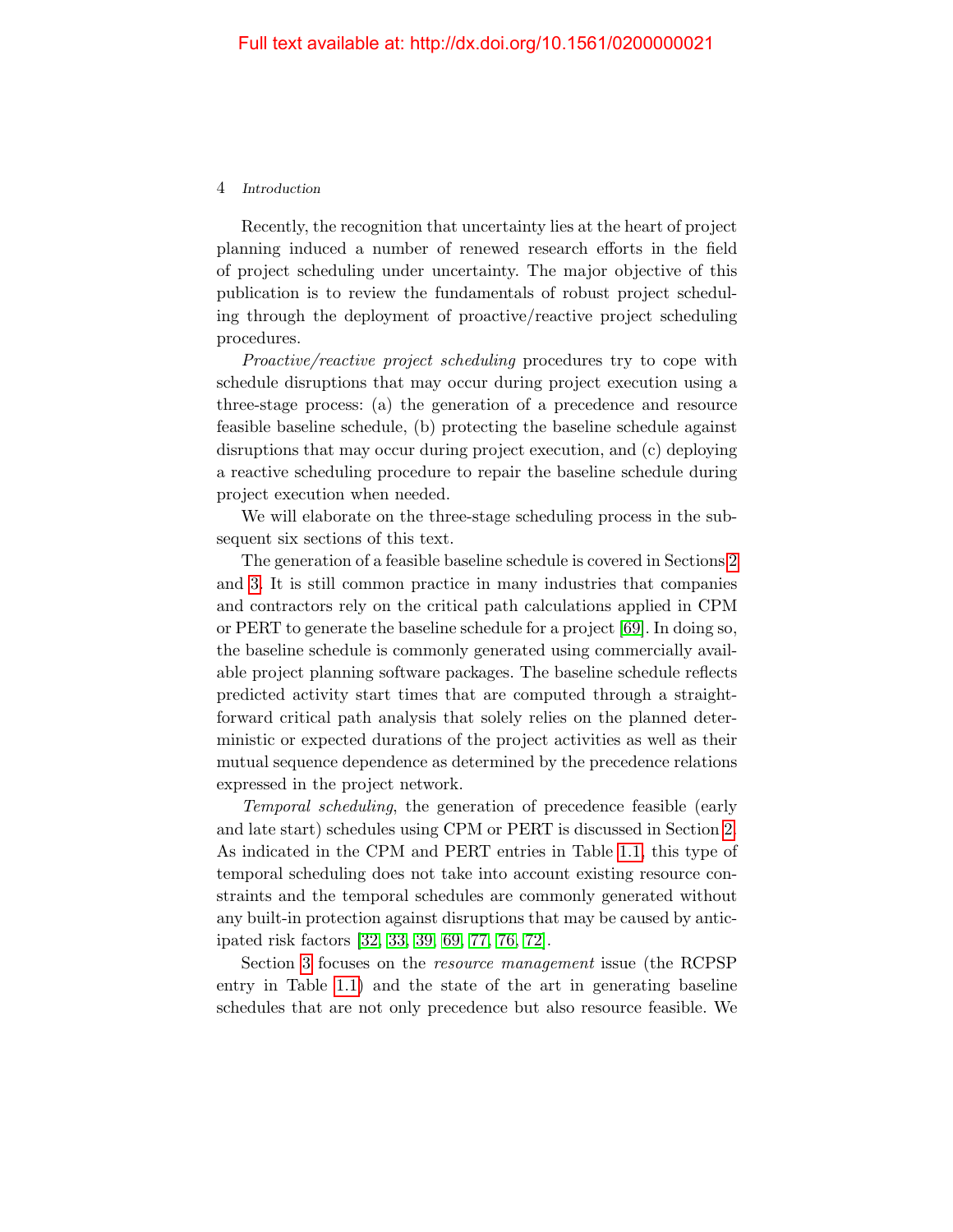Recently, the recognition that uncertainty lies at the heart of project planning induced a number of renewed research efforts in the field of project scheduling under uncertainty. The major objective of this publication is to review the fundamentals of robust project scheduling through the deployment of proactive/reactive project scheduling procedures.

*Proactive/reactive project scheduling* procedures try to cope with schedule disruptions that may occur during project execution using a three-stage process: (a) the generation of a precedence and resource feasible baseline schedule, (b) protecting the baseline schedule against disruptions that may occur during project execution, and (c) deploying a reactive scheduling procedure to repair the baseline schedule during project execution when needed.

We will elaborate on the three-stage scheduling process in the subsequent six sections of this text.

The generation of a feasible baseline schedule is covered in Sections 2 and 3. It is still common practice in many industries that companies and contractors rely on the critical path calculations applied in CPM or PERT to generate the baseline schedule for a project [69]. In doing so, the baseline schedule is commonly generated using commercially available project planning software packages. The baseline schedule reflects predicted activity start times that are computed through a straightforward critical path analysis that solely relies on the planned deterministic or expected durations of the project activities as well as their mutual sequence dependence as determined by the precedence relations expressed in the project network.

*Temporal scheduling*, the generation of precedence feasible (early and late start) schedules using CPM or PERT is discussed in Section 2. As indicated in the CPM and PERT entries in Table 1.1, this type of temporal scheduling does not take into account existing resource constraints and the temporal schedules are commonly generated without any built-in protection against disruptions that may be caused by anticipated risk factors [32, 33, 39, 69, 77, 76, 72].

Section 3 focuses on the *resource management* issue (the RCPSP entry in Table 1.1) and the state of the art in generating baseline schedules that are not only precedence but also resource feasible. We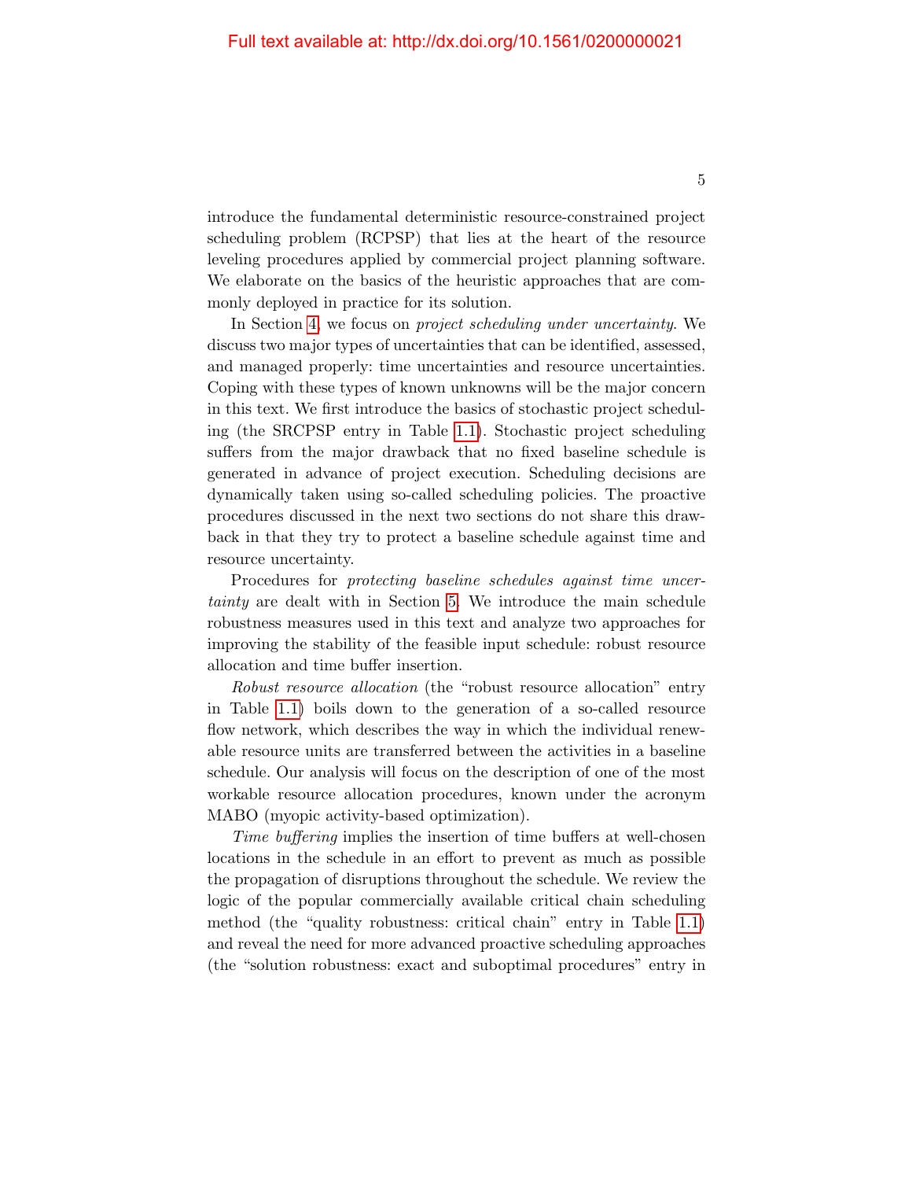introduce the fundamental deterministic resource-constrained project scheduling problem (RCPSP) that lies at the heart of the resource leveling procedures applied by commercial project planning software. We elaborate on the basics of the heuristic approaches that are commonly deployed in practice for its solution.

In Section 4, we focus on *project scheduling under uncertainty*. We discuss two major types of uncertainties that can be identified, assessed, and managed properly: time uncertainties and resource uncertainties. Coping with these types of known unknowns will be the major concern in this text. We first introduce the basics of stochastic project scheduling (the SRCPSP entry in Table 1.1). Stochastic project scheduling suffers from the major drawback that no fixed baseline schedule is generated in advance of project execution. Scheduling decisions are dynamically taken using so-called scheduling policies. The proactive procedures discussed in the next two sections do not share this drawback in that they try to protect a baseline schedule against time and resource uncertainty.

Procedures for *protecting baseline schedules against time uncertainty* are dealt with in Section 5. We introduce the main schedule robustness measures used in this text and analyze two approaches for improving the stability of the feasible input schedule: robust resource allocation and time buffer insertion.

*Robust resource allocation* (the "robust resource allocation" entry in Table 1.1) boils down to the generation of a so-called resource flow network, which describes the way in which the individual renewable resource units are transferred between the activities in a baseline schedule. Our analysis will focus on the description of one of the most workable resource allocation procedures, known under the acronym MABO (myopic activity-based optimization).

*Time buffering* implies the insertion of time buffers at well-chosen locations in the schedule in an effort to prevent as much as possible the propagation of disruptions throughout the schedule. We review the logic of the popular commercially available critical chain scheduling method (the "quality robustness: critical chain" entry in Table 1.1) and reveal the need for more advanced proactive scheduling approaches (the "solution robustness: exact and suboptimal procedures" entry in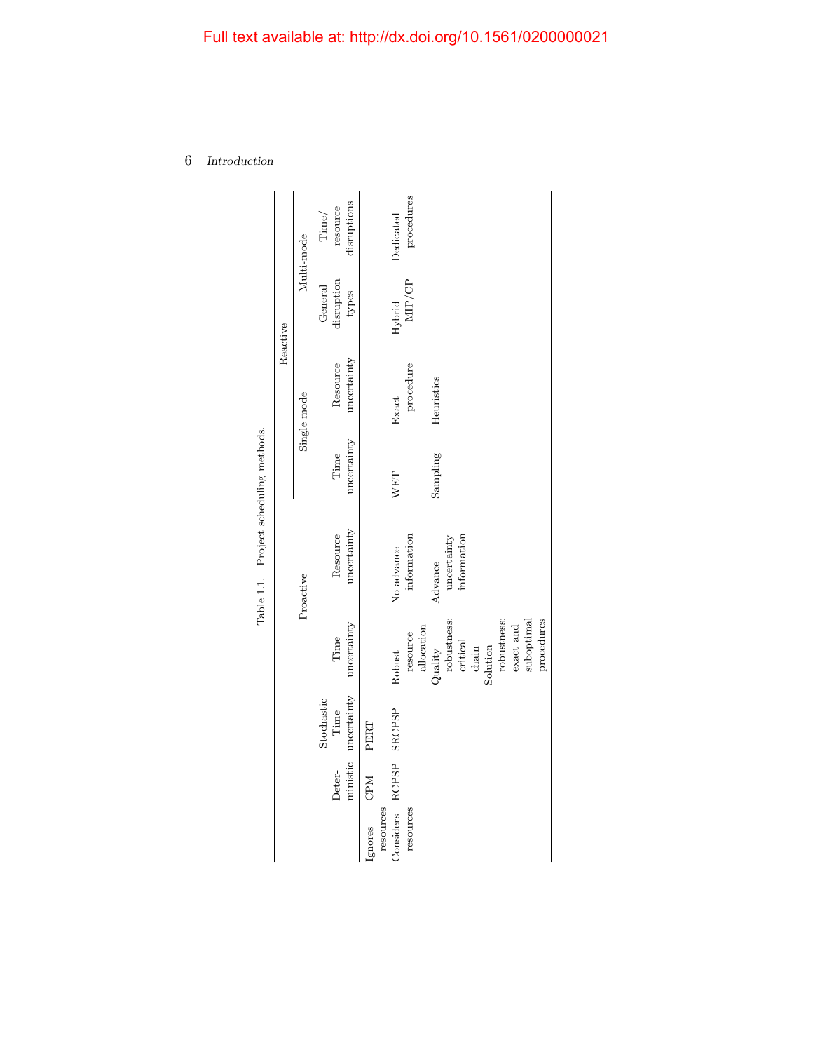Table 1.1. Project scheduling methods.

| | Deterministic | Stochastic Time uncertainty | Proactive: Time uncertainty | Proactive: Resource uncertainty | Reactive, Single mode: Time uncertainty | Reactive, Single mode: Resource uncertainty | Reactive, Multi-mode: General disruption types | Reactive, Multi-mode: Time/resource disruptions |
|---|---|---|---|---|---|---|---|---|
| Ignores resources | CPM | PERT | | | | | | |
| Considers resources | RCPSP | SRCPSP | Robust resource allocation<br>Quality robustness: critical chain<br>Solution robustness: exact and suboptimal procedures | No advance information<br>Advance uncertainty information | WET<br>Sampling | Exact procedure<br>Heuristics | Hybrid MIP/CP | Dedicated procedures |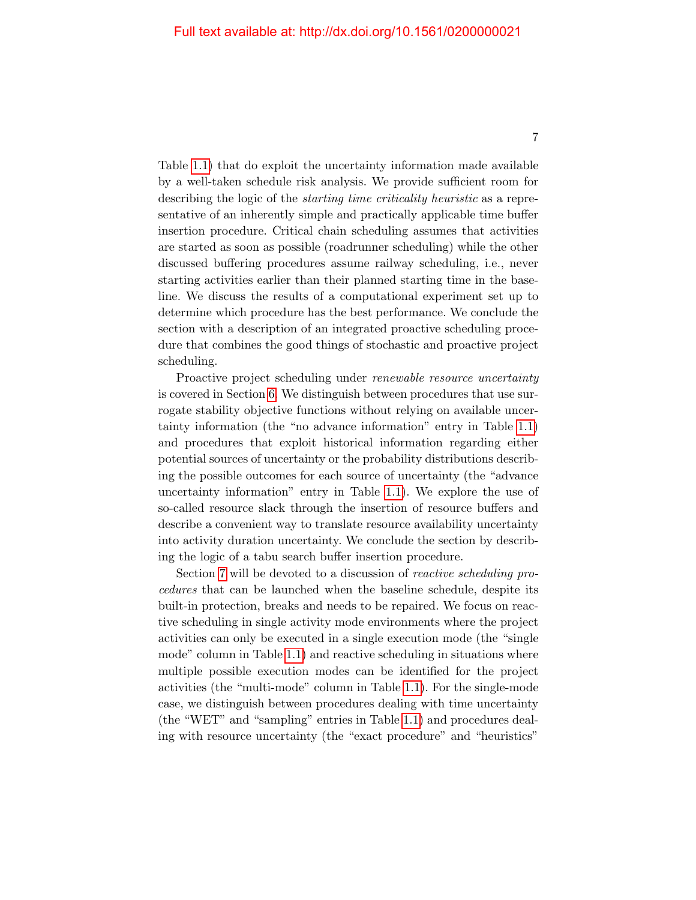Table 1.1) that do exploit the uncertainty information made available by a well-taken schedule risk analysis. We provide sufficient room for describing the logic of the *starting time criticality heuristic* as a representative of an inherently simple and practically applicable time buffer insertion procedure. Critical chain scheduling assumes that activities are started as soon as possible (roadrunner scheduling) while the other discussed buffering procedures assume railway scheduling, i.e., never starting activities earlier than their planned starting time in the baseline. We discuss the results of a computational experiment set up to determine which procedure has the best performance. We conclude the section with a description of an integrated proactive scheduling procedure that combines the good things of stochastic and proactive project scheduling.

Proactive project scheduling under *renewable resource uncertainty* is covered in Section 6. We distinguish between procedures that use surrogate stability objective functions without relying on available uncertainty information (the "no advance information" entry in Table 1.1) and procedures that exploit historical information regarding either potential sources of uncertainty or the probability distributions describing the possible outcomes for each source of uncertainty (the "advance uncertainty information" entry in Table 1.1). We explore the use of so-called resource slack through the insertion of resource buffers and describe a convenient way to translate resource availability uncertainty into activity duration uncertainty. We conclude the section by describing the logic of a tabu search buffer insertion procedure.

Section 7 will be devoted to a discussion of *reactive scheduling procedures* that can be launched when the baseline schedule, despite its built-in protection, breaks and needs to be repaired. We focus on reactive scheduling in single activity mode environments where the project activities can only be executed in a single execution mode (the "single mode" column in Table 1.1) and reactive scheduling in situations where multiple possible execution modes can be identified for the project activities (the "multi-mode" column in Table 1.1). For the single-mode case, we distinguish between procedures dealing with time uncertainty (the "WET" and "sampling" entries in Table 1.1) and procedures dealing with resource uncertainty (the "exact procedure" and "heuristics"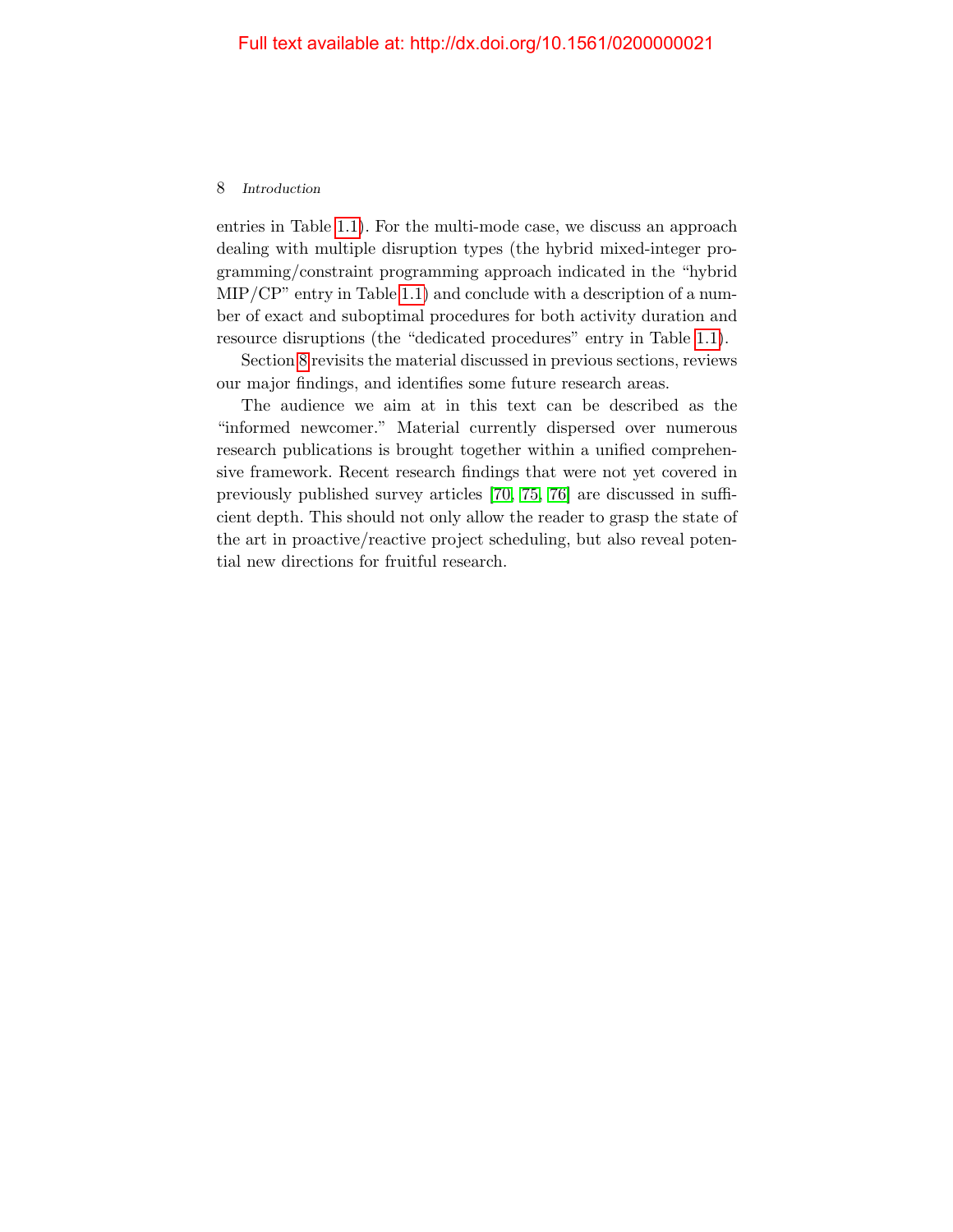entries in Table 1.1). For the multi-mode case, we discuss an approach dealing with multiple disruption types (the hybrid mixed-integer programming/constraint programming approach indicated in the "hybrid MIP/CP" entry in Table 1.1) and conclude with a description of a number of exact and suboptimal procedures for both activity duration and resource disruptions (the "dedicated procedures" entry in Table 1.1).

Section 8 revisits the material discussed in previous sections, reviews our major findings, and identifies some future research areas.

The audience we aim at in this text can be described as the "informed newcomer." Material currently dispersed over numerous research publications is brought together within a unified comprehensive framework. Recent research findings that were not yet covered in previously published survey articles [70, 75, 76] are discussed in sufficient depth. This should not only allow the reader to grasp the state of the art in proactive/reactive project scheduling, but also reveal potential new directions for fruitful research.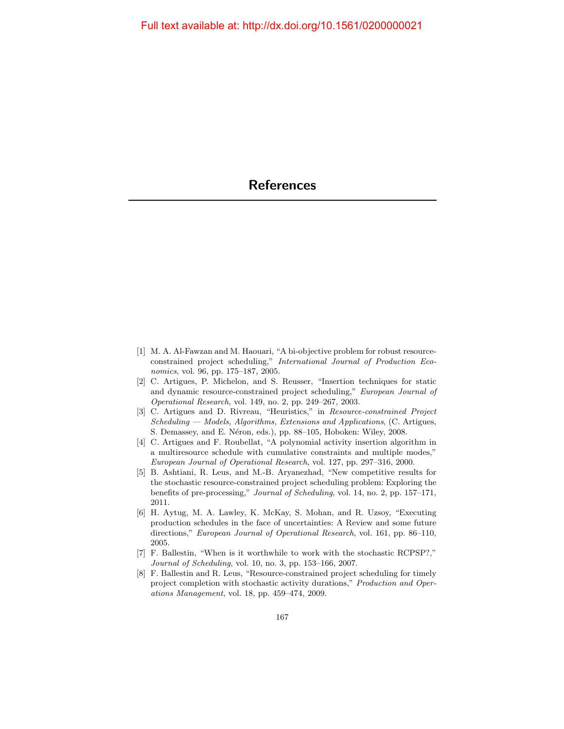# References

[1] M. A. Al-Fawzan and M. Haouari, "A bi-objective problem for robust resource-constrained project scheduling," *International Journal of Production Economics*, vol. 96, pp. 175–187, 2005.

[2] C. Artigues, P. Michelon, and S. Reusser, "Insertion techniques for static and dynamic resource-constrained project scheduling," *European Journal of Operational Research*, vol. 149, no. 2, pp. 249–267, 2003.

[3] C. Artigues and D. Rivreau, "Heuristics," in *Resource-constrained Project Scheduling — Models, Algorithms, Extensions and Applications*, (C. Artigues, S. Demassey, and E. Néron, eds.), pp. 88–105, Hoboken: Wiley, 2008.

[4] C. Artigues and F. Roubellat, "A polynomial activity insertion algorithm in a multiresource schedule with cumulative constraints and multiple modes," *European Journal of Operational Research*, vol. 127, pp. 297–316, 2000.

[5] B. Ashtiani, R. Leus, and M.-B. Aryanezhad, "New competitive results for the stochastic resource-constrained project scheduling problem: Exploring the benefits of pre-processing," *Journal of Scheduling*, vol. 14, no. 2, pp. 157–171, 2011.

[6] H. Aytug, M. A. Lawley, K. McKay, S. Mohan, and R. Uzsoy, "Executing production schedules in the face of uncertainties: A Review and some future directions," *European Journal of Operational Research*, vol. 161, pp. 86–110, 2005.

[7] F. Ballestin, "When is it worthwhile to work with the stochastic RCPSP?," *Journal of Scheduling*, vol. 10, no. 3, pp. 153–166, 2007.

[8] F. Ballestin and R. Leus, "Resource-constrained project scheduling for timely project completion with stochastic activity durations," *Production and Operations Management*, vol. 18, pp. 459–474, 2009.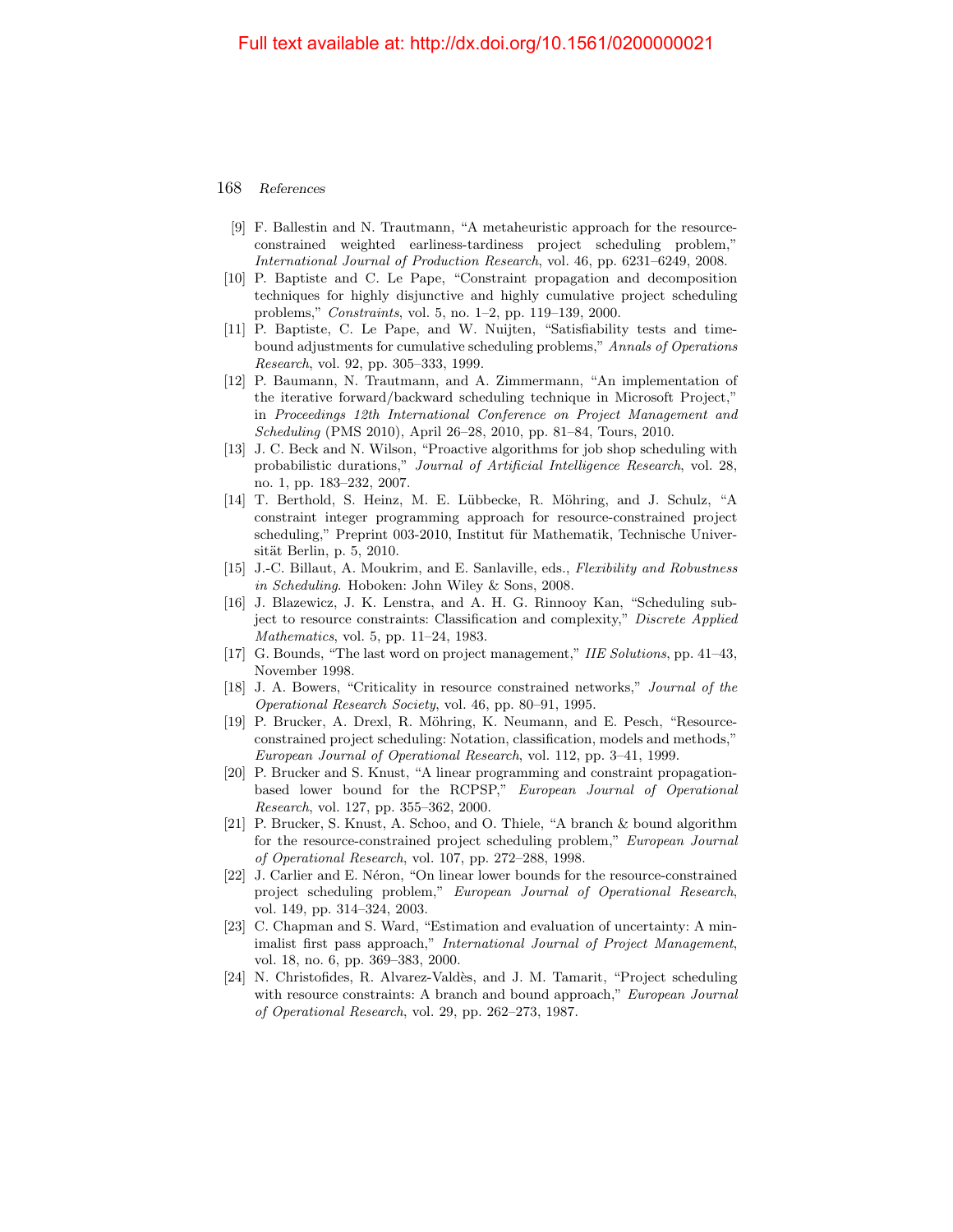[9] F. Ballestin and N. Trautmann, "A metaheuristic approach for the resource-constrained weighted earliness-tardiness project scheduling problem," *International Journal of Production Research*, vol. 46, pp. 6231–6249, 2008.

[10] P. Baptiste and C. Le Pape, "Constraint propagation and decomposition techniques for highly disjunctive and highly cumulative project scheduling problems," *Constraints*, vol. 5, no. 1–2, pp. 119–139, 2000.

[11] P. Baptiste, C. Le Pape, and W. Nuijten, "Satisfiability tests and time-bound adjustments for cumulative scheduling problems," *Annals of Operations Research*, vol. 92, pp. 305–333, 1999.

[12] P. Baumann, N. Trautmann, and A. Zimmermann, "An implementation of the iterative forward/backward scheduling technique in Microsoft Project," in *Proceedings 12th International Conference on Project Management and Scheduling* (PMS 2010), April 26–28, 2010, pp. 81–84, Tours, 2010.

[13] J. C. Beck and N. Wilson, "Proactive algorithms for job shop scheduling with probabilistic durations," *Journal of Artificial Intelligence Research*, vol. 28, no. 1, pp. 183–232, 2007.

[14] T. Berthold, S. Heinz, M. E. Lübbecke, R. Möhring, and J. Schulz, "A constraint integer programming approach for resource-constrained project scheduling," Preprint 003-2010, Institut für Mathematik, Technische Universität Berlin, p. 5, 2010.

[15] J.-C. Billaut, A. Moukrim, and E. Sanlaville, eds., *Flexibility and Robustness in Scheduling*. Hoboken: John Wiley & Sons, 2008.

[16] J. Blazewicz, J. K. Lenstra, and A. H. G. Rinnooy Kan, "Scheduling subject to resource constraints: Classification and complexity," *Discrete Applied Mathematics*, vol. 5, pp. 11–24, 1983.

[17] G. Bounds, "The last word on project management," *IIE Solutions*, pp. 41–43, November 1998.

[18] J. A. Bowers, "Criticality in resource constrained networks," *Journal of the Operational Research Society*, vol. 46, pp. 80–91, 1995.

[19] P. Brucker, A. Drexl, R. Möhring, K. Neumann, and E. Pesch, "Resource-constrained project scheduling: Notation, classification, models and methods," *European Journal of Operational Research*, vol. 112, pp. 3–41, 1999.

[20] P. Brucker and S. Knust, "A linear programming and constraint propagation-based lower bound for the RCPSP," *European Journal of Operational Research*, vol. 127, pp. 355–362, 2000.

[21] P. Brucker, S. Knust, A. Schoo, and O. Thiele, "A branch & bound algorithm for the resource-constrained project scheduling problem," *European Journal of Operational Research*, vol. 107, pp. 272–288, 1998.

[22] J. Carlier and E. Néron, "On linear lower bounds for the resource-constrained project scheduling problem," *European Journal of Operational Research*, vol. 149, pp. 314–324, 2003.

[23] C. Chapman and S. Ward, "Estimation and evaluation of uncertainty: A minimalist first pass approach," *International Journal of Project Management*, vol. 18, no. 6, pp. 369–383, 2000.

[24] N. Christofides, R. Alvarez-Valdès, and J. M. Tamarit, "Project scheduling with resource constraints: A branch and bound approach," *European Journal of Operational Research*, vol. 29, pp. 262–273, 1987.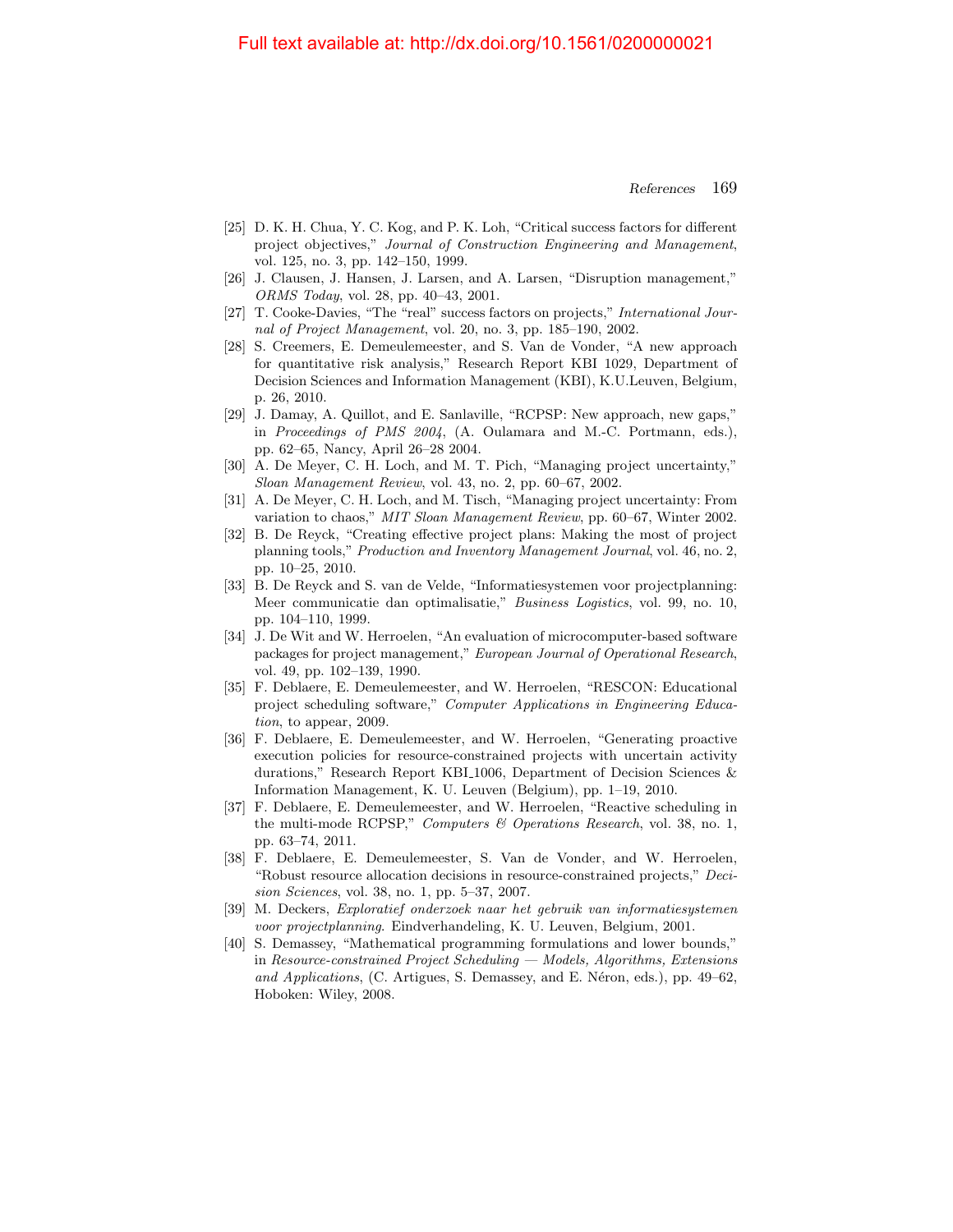[25] D. K. H. Chua, Y. C. Kog, and P. K. Loh, "Critical success factors for different project objectives," *Journal of Construction Engineering and Management*, vol. 125, no. 3, pp. 142–150, 1999.

[26] J. Clausen, J. Hansen, J. Larsen, and A. Larsen, "Disruption management," *ORMS Today*, vol. 28, pp. 40–43, 2001.

[27] T. Cooke-Davies, "The "real" success factors on projects," *International Journal of Project Management*, vol. 20, no. 3, pp. 185–190, 2002.

[28] S. Creemers, E. Demeulemeester, and S. Van de Vonder, "A new approach for quantitative risk analysis," Research Report KBI 1029, Department of Decision Sciences and Information Management (KBI), K.U.Leuven, Belgium, p. 26, 2010.

[29] J. Damay, A. Quillot, and E. Sanlaville, "RCPSP: New approach, new gaps," in *Proceedings of PMS 2004*, (A. Oulamara and M.-C. Portmann, eds.), pp. 62–65, Nancy, April 26–28 2004.

[30] A. De Meyer, C. H. Loch, and M. T. Pich, "Managing project uncertainty," *Sloan Management Review*, vol. 43, no. 2, pp. 60–67, 2002.

[31] A. De Meyer, C. H. Loch, and M. Tisch, "Managing project uncertainty: From variation to chaos," *MIT Sloan Management Review*, pp. 60–67, Winter 2002.

[32] B. De Reyck, "Creating effective project plans: Making the most of project planning tools," *Production and Inventory Management Journal*, vol. 46, no. 2, pp. 10–25, 2010.

[33] B. De Reyck and S. van de Velde, "Informatiesystemen voor projectplanning: Meer communicatie dan optimalisatie," *Business Logistics*, vol. 99, no. 10, pp. 104–110, 1999.

[34] J. De Wit and W. Herroelen, "An evaluation of microcomputer-based software packages for project management," *European Journal of Operational Research*, vol. 49, pp. 102–139, 1990.

[35] F. Deblaere, E. Demeulemeester, and W. Herroelen, "RESCON: Educational project scheduling software," *Computer Applications in Engineering Education*, to appear, 2009.

[36] F. Deblaere, E. Demeulemeester, and W. Herroelen, "Generating proactive execution policies for resource-constrained projects with uncertain activity durations," Research Report KBI_1006, Department of Decision Sciences & Information Management, K. U. Leuven (Belgium), pp. 1–19, 2010.

[37] F. Deblaere, E. Demeulemeester, and W. Herroelen, "Reactive scheduling in the multi-mode RCPSP," *Computers & Operations Research*, vol. 38, no. 1, pp. 63–74, 2011.

[38] F. Deblaere, E. Demeulemeester, S. Van de Vonder, and W. Herroelen, "Robust resource allocation decisions in resource-constrained projects," *Decision Sciences*, vol. 38, no. 1, pp. 5–37, 2007.

[39] M. Deckers, *Exploratief onderzoek naar het gebruik van informatiesystemen voor projectplanning*. Eindverhandeling, K. U. Leuven, Belgium, 2001.

[40] S. Demassey, "Mathematical programming formulations and lower bounds," in *Resource-constrained Project Scheduling — Models, Algorithms, Extensions and Applications*, (C. Artigues, S. Demassey, and E. Néron, eds.), pp. 49–62, Hoboken: Wiley, 2008.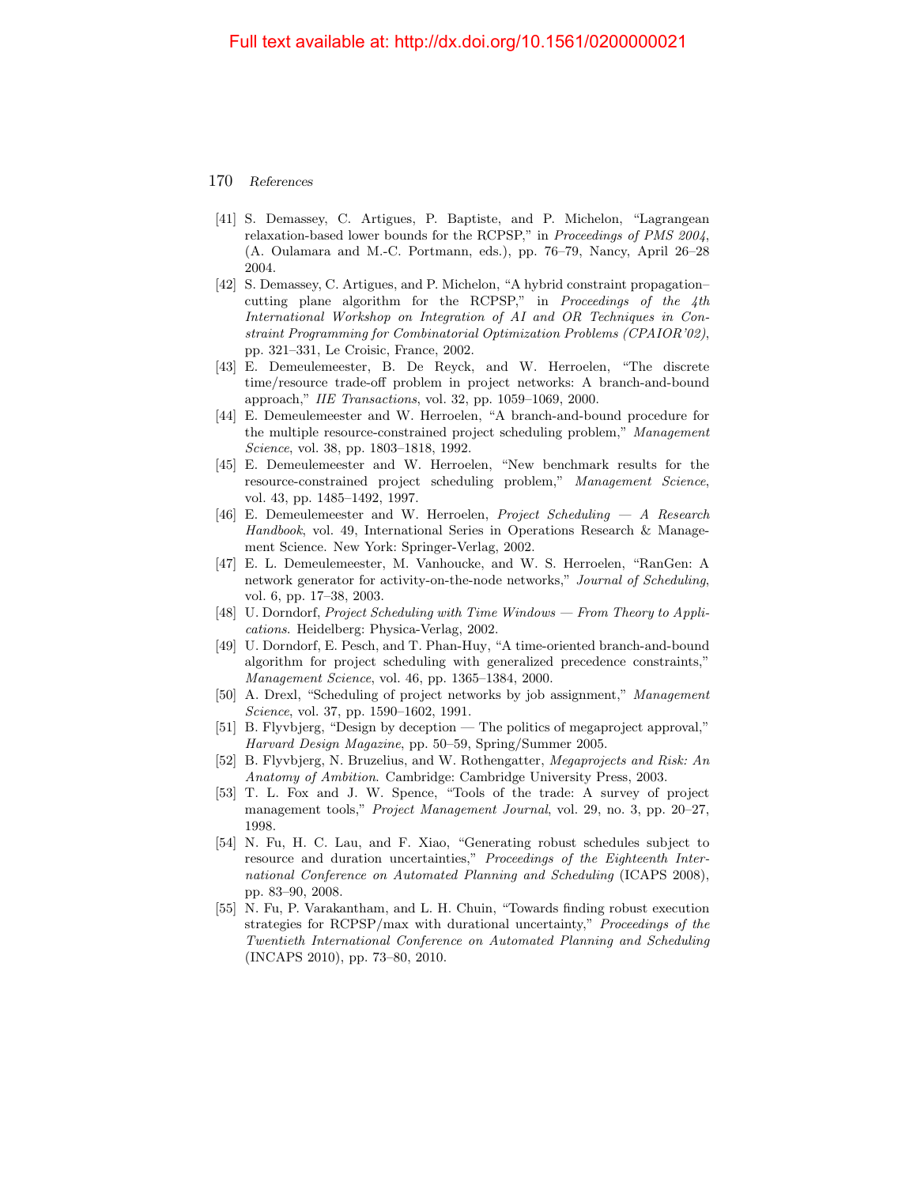- [41] S. Demassey, C. Artigues, P. Baptiste, and P. Michelon, "Lagrangean relaxation-based lower bounds for the RCPSP," in *Proceedings of PMS 2004*, (A. Oulamara and M.-C. Portmann, eds.), pp. 76–79, Nancy, April 26–28 2004.
- [42] S. Demassey, C. Artigues, and P. Michelon, "A hybrid constraint propagation–cutting plane algorithm for the RCPSP," in *Proceedings of the 4th International Workshop on Integration of AI and OR Techniques in Constraint Programming for Combinatorial Optimization Problems (CPAIOR'02)*, pp. 321–331, Le Croisic, France, 2002.
- [43] E. Demeulemeester, B. De Reyck, and W. Herroelen, "The discrete time/resource trade-off problem in project networks: A branch-and-bound approach," *IIE Transactions*, vol. 32, pp. 1059–1069, 2000.
- [44] E. Demeulemeester and W. Herroelen, "A branch-and-bound procedure for the multiple resource-constrained project scheduling problem," *Management Science*, vol. 38, pp. 1803–1818, 1992.
- [45] E. Demeulemeester and W. Herroelen, "New benchmark results for the resource-constrained project scheduling problem," *Management Science*, vol. 43, pp. 1485–1492, 1997.
- [46] E. Demeulemeester and W. Herroelen, *Project Scheduling — A Research Handbook*, vol. 49, International Series in Operations Research & Management Science. New York: Springer-Verlag, 2002.
- [47] E. L. Demeulemeester, M. Vanhoucke, and W. S. Herroelen, "RanGen: A network generator for activity-on-the-node networks," *Journal of Scheduling*, vol. 6, pp. 17–38, 2003.
- [48] U. Dorndorf, *Project Scheduling with Time Windows — From Theory to Applications*. Heidelberg: Physica-Verlag, 2002.
- [49] U. Dorndorf, E. Pesch, and T. Phan-Huy, "A time-oriented branch-and-bound algorithm for project scheduling with generalized precedence constraints," *Management Science*, vol. 46, pp. 1365–1384, 2000.
- [50] A. Drexl, "Scheduling of project networks by job assignment," *Management Science*, vol. 37, pp. 1590–1602, 1991.
- [51] B. Flyvbjerg, "Design by deception — The politics of megaproject approval," *Harvard Design Magazine*, pp. 50–59, Spring/Summer 2005.
- [52] B. Flyvbjerg, N. Bruzelius, and W. Rothengatter, *Megaprojects and Risk: An Anatomy of Ambition*. Cambridge: Cambridge University Press, 2003.
- [53] T. L. Fox and J. W. Spence, "Tools of the trade: A survey of project management tools," *Project Management Journal*, vol. 29, no. 3, pp. 20–27, 1998.
- [54] N. Fu, H. C. Lau, and F. Xiao, "Generating robust schedules subject to resource and duration uncertainties," *Proceedings of the Eighteenth International Conference on Automated Planning and Scheduling* (ICAPS 2008), pp. 83–90, 2008.
- [55] N. Fu, P. Varakantham, and L. H. Chuin, "Towards finding robust execution strategies for RCPSP/max with durational uncertainty," *Proceedings of the Twentieth International Conference on Automated Planning and Scheduling* (INCAPS 2010), pp. 73–80, 2010.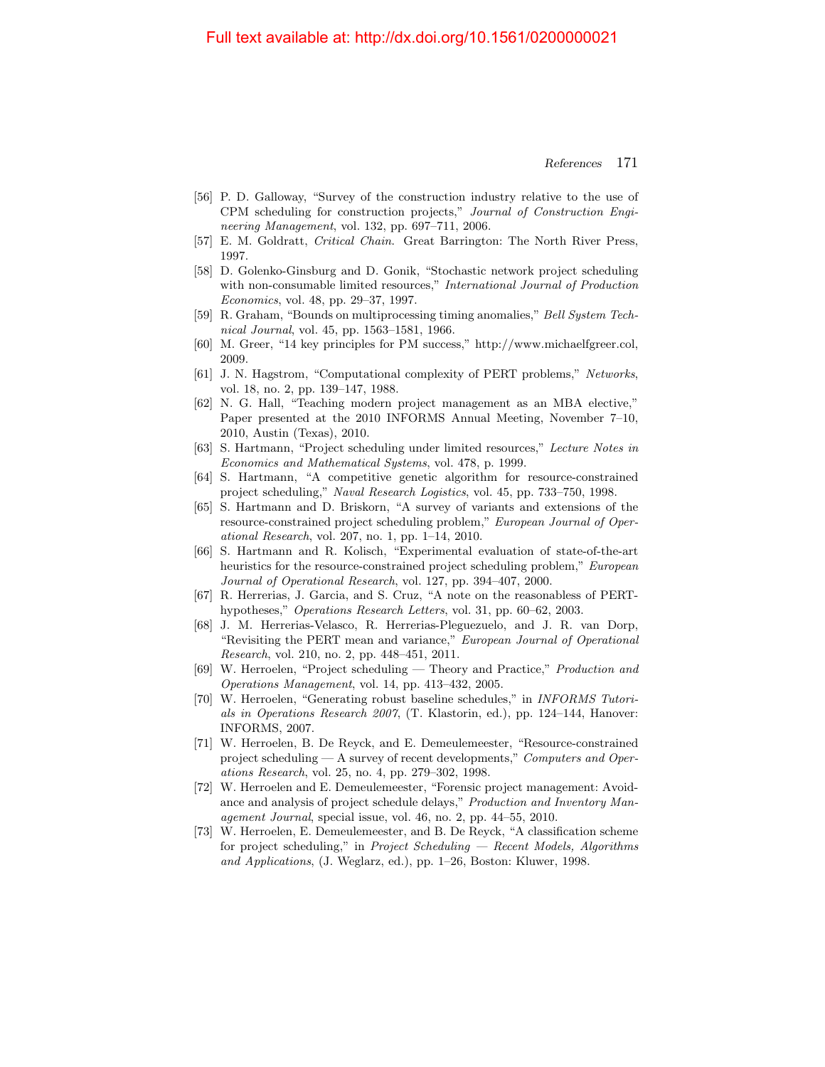[56] P. D. Galloway, "Survey of the construction industry relative to the use of CPM scheduling for construction projects," *Journal of Construction Engineering Management*, vol. 132, pp. 697–711, 2006.

[57] E. M. Goldratt, *Critical Chain*. Great Barrington: The North River Press, 1997.

[58] D. Golenko-Ginsburg and D. Gonik, "Stochastic network project scheduling with non-consumable limited resources," *International Journal of Production Economics*, vol. 48, pp. 29–37, 1997.

[59] R. Graham, "Bounds on multiprocessing timing anomalies," *Bell System Technical Journal*, vol. 45, pp. 1563–1581, 1966.

[60] M. Greer, "14 key principles for PM success," http://www.michaelfgreer.col, 2009.

[61] J. N. Hagstrom, "Computational complexity of PERT problems," *Networks*, vol. 18, no. 2, pp. 139–147, 1988.

[62] N. G. Hall, "Teaching modern project management as an MBA elective," Paper presented at the 2010 INFORMS Annual Meeting, November 7–10, 2010, Austin (Texas), 2010.

[63] S. Hartmann, "Project scheduling under limited resources," *Lecture Notes in Economics and Mathematical Systems*, vol. 478, p. 1999.

[64] S. Hartmann, "A competitive genetic algorithm for resource-constrained project scheduling," *Naval Research Logistics*, vol. 45, pp. 733–750, 1998.

[65] S. Hartmann and D. Briskorn, "A survey of variants and extensions of the resource-constrained project scheduling problem," *European Journal of Operational Research*, vol. 207, no. 1, pp. 1–14, 2010.

[66] S. Hartmann and R. Kolisch, "Experimental evaluation of state-of-the-art heuristics for the resource-constrained project scheduling problem," *European Journal of Operational Research*, vol. 127, pp. 394–407, 2000.

[67] R. Herrerias, J. Garcia, and S. Cruz, "A note on the reasonabless of PERT-hypotheses," *Operations Research Letters*, vol. 31, pp. 60–62, 2003.

[68] J. M. Herrerias-Velasco, R. Herrerias-Pleguezuelo, and J. R. van Dorp, "Revisiting the PERT mean and variance," *European Journal of Operational Research*, vol. 210, no. 2, pp. 448–451, 2011.

[69] W. Herroelen, "Project scheduling — Theory and Practice," *Production and Operations Management*, vol. 14, pp. 413–432, 2005.

[70] W. Herroelen, "Generating robust baseline schedules," in *INFORMS Tutorials in Operations Research 2007*, (T. Klastorin, ed.), pp. 124–144, Hanover: INFORMS, 2007.

[71] W. Herroelen, B. De Reyck, and E. Demeulemeester, "Resource-constrained project scheduling — A survey of recent developments," *Computers and Operations Research*, vol. 25, no. 4, pp. 279–302, 1998.

[72] W. Herroelen and E. Demeulemeester, "Forensic project management: Avoidance and analysis of project schedule delays," *Production and Inventory Management Journal*, special issue, vol. 46, no. 2, pp. 44–55, 2010.

[73] W. Herroelen, E. Demeulemeester, and B. De Reyck, "A classification scheme for project scheduling," in *Project Scheduling — Recent Models, Algorithms and Applications*, (J. Weglarz, ed.), pp. 1–26, Boston: Kluwer, 1998.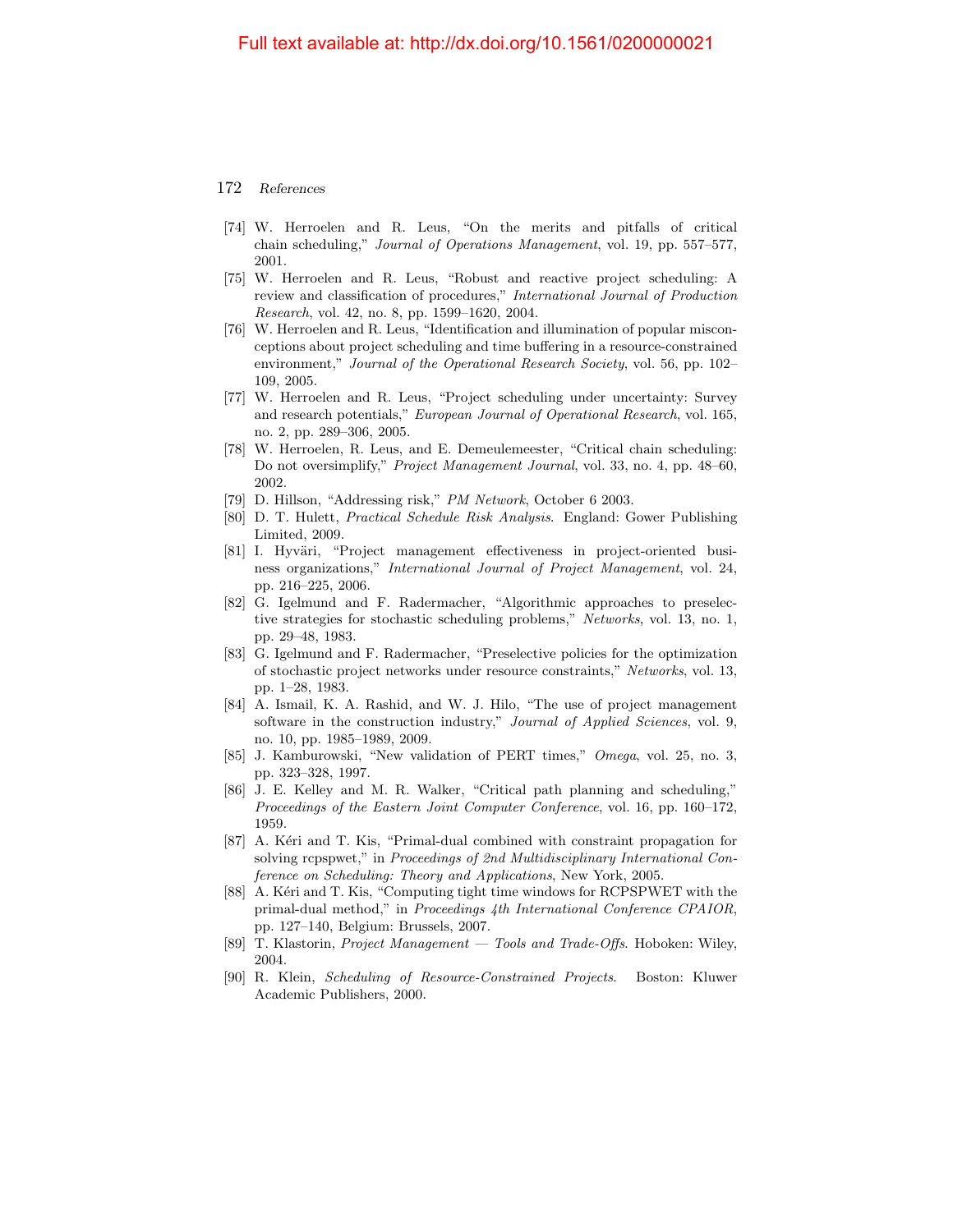[74] W. Herroelen and R. Leus, "On the merits and pitfalls of critical chain scheduling," *Journal of Operations Management*, vol. 19, pp. 557–577, 2001.

[75] W. Herroelen and R. Leus, "Robust and reactive project scheduling: A review and classification of procedures," *International Journal of Production Research*, vol. 42, no. 8, pp. 1599–1620, 2004.

[76] W. Herroelen and R. Leus, "Identification and illumination of popular misconceptions about project scheduling and time buffering in a resource-constrained environment," *Journal of the Operational Research Society*, vol. 56, pp. 102–109, 2005.

[77] W. Herroelen and R. Leus, "Project scheduling under uncertainty: Survey and research potentials," *European Journal of Operational Research*, vol. 165, no. 2, pp. 289–306, 2005.

[78] W. Herroelen, R. Leus, and E. Demeulemeester, "Critical chain scheduling: Do not oversimplify," *Project Management Journal*, vol. 33, no. 4, pp. 48–60, 2002.

[79] D. Hillson, "Addressing risk," *PM Network*, October 6 2003.

[80] D. T. Hulett, *Practical Schedule Risk Analysis*. England: Gower Publishing Limited, 2009.

[81] I. Hyväri, "Project management effectiveness in project-oriented business organizations," *International Journal of Project Management*, vol. 24, pp. 216–225, 2006.

[82] G. Igelmund and F. Radermacher, "Algorithmic approaches to preselective strategies for stochastic scheduling problems," *Networks*, vol. 13, no. 1, pp. 29–48, 1983.

[83] G. Igelmund and F. Radermacher, "Preselective policies for the optimization of stochastic project networks under resource constraints," *Networks*, vol. 13, pp. 1–28, 1983.

[84] A. Ismail, K. A. Rashid, and W. J. Hilo, "The use of project management software in the construction industry," *Journal of Applied Sciences*, vol. 9, no. 10, pp. 1985–1989, 2009.

[85] J. Kamburowski, "New validation of PERT times," *Omega*, vol. 25, no. 3, pp. 323–328, 1997.

[86] J. E. Kelley and M. R. Walker, "Critical path planning and scheduling," *Proceedings of the Eastern Joint Computer Conference*, vol. 16, pp. 160–172, 1959.

[87] A. Kéri and T. Kis, "Primal-dual combined with constraint propagation for solving rcpspwet," in *Proceedings of 2nd Multidisciplinary International Conference on Scheduling: Theory and Applications*, New York, 2005.

[88] A. Kéri and T. Kis, "Computing tight time windows for RCPSPWET with the primal-dual method," in *Proceedings 4th International Conference CPAIOR*, pp. 127–140, Belgium: Brussels, 2007.

[89] T. Klastorin, *Project Management — Tools and Trade-Offs*. Hoboken: Wiley, 2004.

[90] R. Klein, *Scheduling of Resource-Constrained Projects*. Boston: Kluwer Academic Publishers, 2000.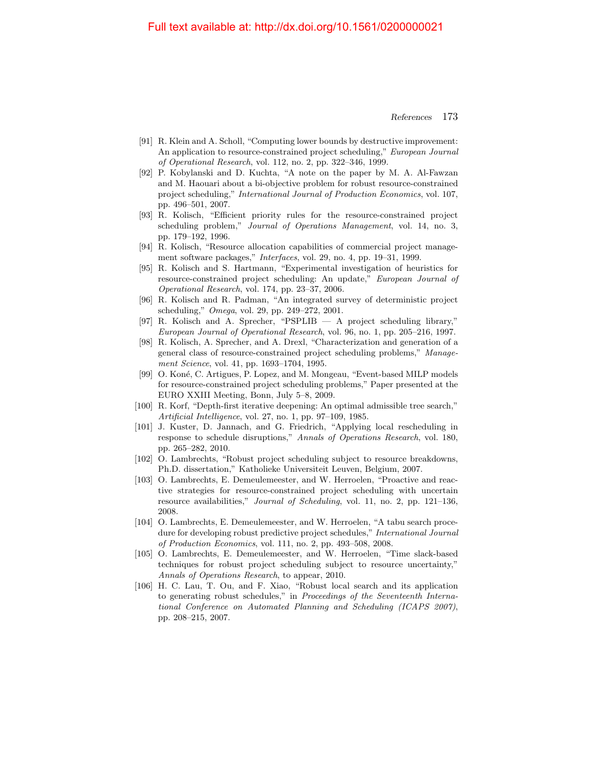[91] R. Klein and A. Scholl, "Computing lower bounds by destructive improvement: An application to resource-constrained project scheduling," *European Journal of Operational Research*, vol. 112, no. 2, pp. 322–346, 1999.

[92] P. Kobylanski and D. Kuchta, "A note on the paper by M. A. Al-Fawzan and M. Haouari about a bi-objective problem for robust resource-constrained project scheduling," *International Journal of Production Economics*, vol. 107, pp. 496–501, 2007.

[93] R. Kolisch, "Efficient priority rules for the resource-constrained project scheduling problem," *Journal of Operations Management*, vol. 14, no. 3, pp. 179–192, 1996.

[94] R. Kolisch, "Resource allocation capabilities of commercial project management software packages," *Interfaces*, vol. 29, no. 4, pp. 19–31, 1999.

[95] R. Kolisch and S. Hartmann, "Experimental investigation of heuristics for resource-constrained project scheduling: An update," *European Journal of Operational Research*, vol. 174, pp. 23–37, 2006.

[96] R. Kolisch and R. Padman, "An integrated survey of deterministic project scheduling," *Omega*, vol. 29, pp. 249–272, 2001.

[97] R. Kolisch and A. Sprecher, "PSPLIB — A project scheduling library," *European Journal of Operational Research*, vol. 96, no. 1, pp. 205–216, 1997.

[98] R. Kolisch, A. Sprecher, and A. Drexl, "Characterization and generation of a general class of resource-constrained project scheduling problems," *Management Science*, vol. 41, pp. 1693–1704, 1995.

[99] O. Koné, C. Artigues, P. Lopez, and M. Mongeau, "Event-based MILP models for resource-constrained project scheduling problems," Paper presented at the EURO XXIII Meeting, Bonn, July 5–8, 2009.

[100] R. Korf, "Depth-first iterative deepening: An optimal admissible tree search," *Artificial Intelligence*, vol. 27, no. 1, pp. 97–109, 1985.

[101] J. Kuster, D. Jannach, and G. Friedrich, "Applying local rescheduling in response to schedule disruptions," *Annals of Operations Research*, vol. 180, pp. 265–282, 2010.

[102] O. Lambrechts, "Robust project scheduling subject to resource breakdowns, Ph.D. dissertation," Katholieke Universiteit Leuven, Belgium, 2007.

[103] O. Lambrechts, E. Demeulemeester, and W. Herroelen, "Proactive and reactive strategies for resource-constrained project scheduling with uncertain resource availabilities," *Journal of Scheduling*, vol. 11, no. 2, pp. 121–136, 2008.

[104] O. Lambrechts, E. Demeulemeester, and W. Herroelen, "A tabu search procedure for developing robust predictive project schedules," *International Journal of Production Economics*, vol. 111, no. 2, pp. 493–508, 2008.

[105] O. Lambrechts, E. Demeulemeester, and W. Herroelen, "Time slack-based techniques for robust project scheduling subject to resource uncertainty," *Annals of Operations Research*, to appear, 2010.

[106] H. C. Lau, T. Ou, and F. Xiao, "Robust local search and its application to generating robust schedules," in *Proceedings of the Seventeenth International Conference on Automated Planning and Scheduling (ICAPS 2007)*, pp. 208–215, 2007.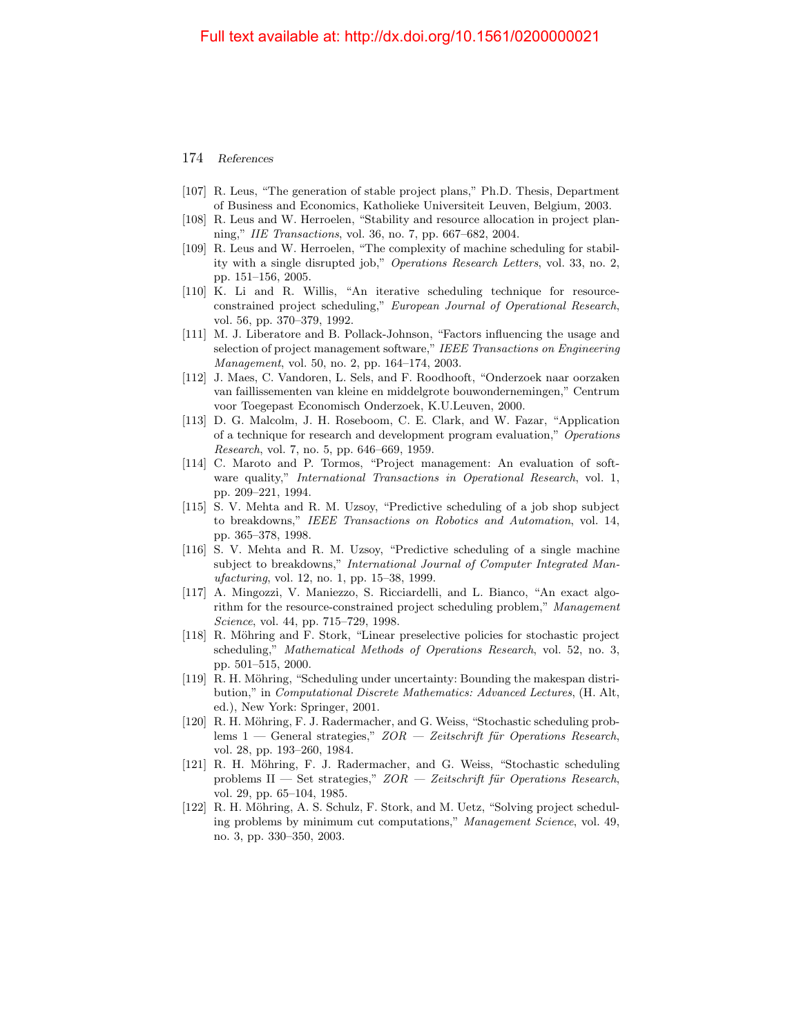[107] R. Leus, "The generation of stable project plans," Ph.D. Thesis, Department of Business and Economics, Katholieke Universiteit Leuven, Belgium, 2003.

[108] R. Leus and W. Herroelen, "Stability and resource allocation in project planning," *IIE Transactions*, vol. 36, no. 7, pp. 667–682, 2004.

[109] R. Leus and W. Herroelen, "The complexity of machine scheduling for stability with a single disrupted job," *Operations Research Letters*, vol. 33, no. 2, pp. 151–156, 2005.

[110] K. Li and R. Willis, "An iterative scheduling technique for resource-constrained project scheduling," *European Journal of Operational Research*, vol. 56, pp. 370–379, 1992.

[111] M. J. Liberatore and B. Pollack-Johnson, "Factors influencing the usage and selection of project management software," *IEEE Transactions on Engineering Management*, vol. 50, no. 2, pp. 164–174, 2003.

[112] J. Maes, C. Vandoren, L. Sels, and F. Roodhooft, "Onderzoek naar oorzaken van faillissementen van kleine en middelgrote bouwondernemingen," Centrum voor Toegepast Economisch Onderzoek, K.U.Leuven, 2000.

[113] D. G. Malcolm, J. H. Roseboom, C. E. Clark, and W. Fazar, "Application of a technique for research and development program evaluation," *Operations Research*, vol. 7, no. 5, pp. 646–669, 1959.

[114] C. Maroto and P. Tormos, "Project management: An evaluation of software quality," *International Transactions in Operational Research*, vol. 1, pp. 209–221, 1994.

[115] S. V. Mehta and R. M. Uzsoy, "Predictive scheduling of a job shop subject to breakdowns," *IEEE Transactions on Robotics and Automation*, vol. 14, pp. 365–378, 1998.

[116] S. V. Mehta and R. M. Uzsoy, "Predictive scheduling of a single machine subject to breakdowns," *International Journal of Computer Integrated Manufacturing*, vol. 12, no. 1, pp. 15–38, 1999.

[117] A. Mingozzi, V. Maniezzo, S. Ricciardelli, and L. Bianco, "An exact algorithm for the resource-constrained project scheduling problem," *Management Science*, vol. 44, pp. 715–729, 1998.

[118] R. Möhring and F. Stork, "Linear preselective policies for stochastic project scheduling," *Mathematical Methods of Operations Research*, vol. 52, no. 3, pp. 501–515, 2000.

[119] R. H. Möhring, "Scheduling under uncertainty: Bounding the makespan distribution," in *Computational Discrete Mathematics: Advanced Lectures*, (H. Alt, ed.), New York: Springer, 2001.

[120] R. H. Möhring, F. J. Radermacher, and G. Weiss, "Stochastic scheduling problems 1 — General strategies," *ZOR — Zeitschrift für Operations Research*, vol. 28, pp. 193–260, 1984.

[121] R. H. Möhring, F. J. Radermacher, and G. Weiss, "Stochastic scheduling problems II — Set strategies," *ZOR — Zeitschrift für Operations Research*, vol. 29, pp. 65–104, 1985.

[122] R. H. Möhring, A. S. Schulz, F. Stork, and M. Uetz, "Solving project scheduling problems by minimum cut computations," *Management Science*, vol. 49, no. 3, pp. 330–350, 2003.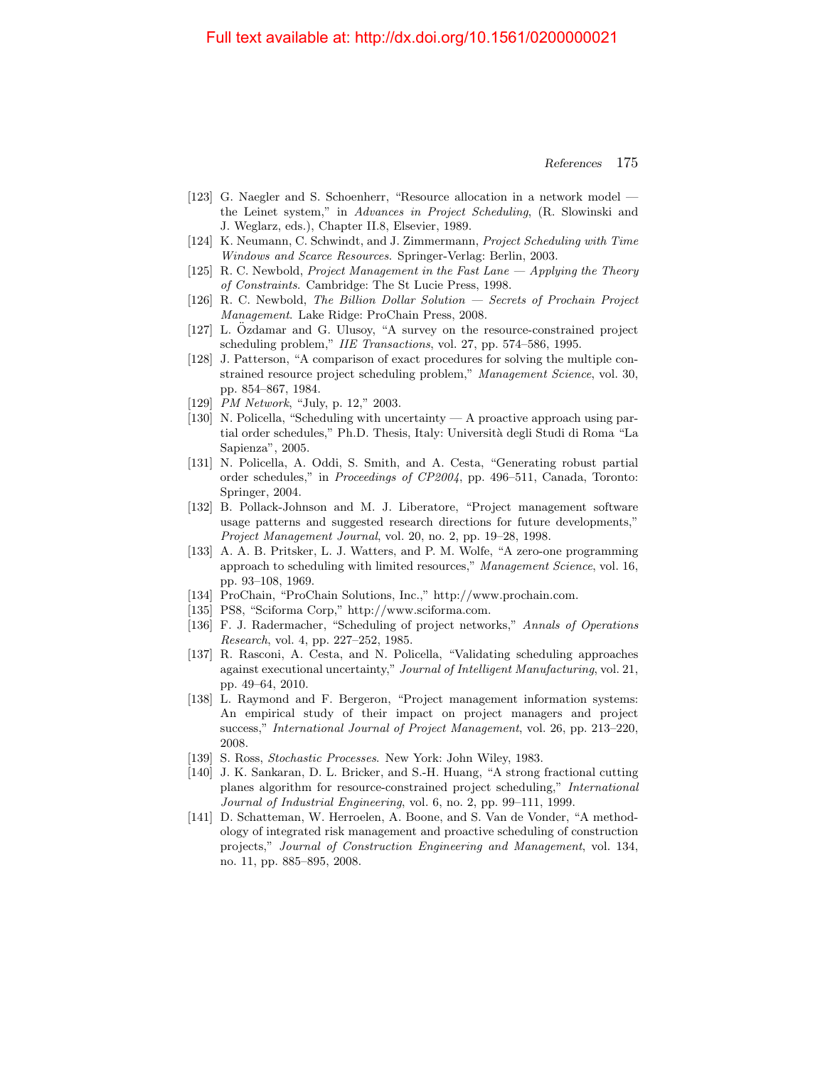[123] G. Naegler and S. Schoenherr, "Resource allocation in a network model — the Leinet system," in *Advances in Project Scheduling*, (R. Slowinski and J. Weglarz, eds.), Chapter II.8, Elsevier, 1989.

[124] K. Neumann, C. Schwindt, and J. Zimmermann, *Project Scheduling with Time Windows and Scarce Resources*. Springer-Verlag: Berlin, 2003.

[125] R. C. Newbold, *Project Management in the Fast Lane — Applying the Theory of Constraints*. Cambridge: The St Lucie Press, 1998.

[126] R. C. Newbold, *The Billion Dollar Solution — Secrets of Prochain Project Management*. Lake Ridge: ProChain Press, 2008.

[127] L. Özdamar and G. Ulusoy, "A survey on the resource-constrained project scheduling problem," *IIE Transactions*, vol. 27, pp. 574–586, 1995.

[128] J. Patterson, "A comparison of exact procedures for solving the multiple constrained resource project scheduling problem," *Management Science*, vol. 30, pp. 854–867, 1984.

[129] *PM Network*, "July, p. 12," 2003.

[130] N. Policella, "Scheduling with uncertainty — A proactive approach using partial order schedules," Ph.D. Thesis, Italy: Università degli Studi di Roma "La Sapienza", 2005.

[131] N. Policella, A. Oddi, S. Smith, and A. Cesta, "Generating robust partial order schedules," in *Proceedings of CP2004*, pp. 496–511, Canada, Toronto: Springer, 2004.

[132] B. Pollack-Johnson and M. J. Liberatore, "Project management software usage patterns and suggested research directions for future developments," *Project Management Journal*, vol. 20, no. 2, pp. 19–28, 1998.

[133] A. A. B. Pritsker, L. J. Watters, and P. M. Wolfe, "A zero-one programming approach to scheduling with limited resources," *Management Science*, vol. 16, pp. 93–108, 1969.

[134] ProChain, "ProChain Solutions, Inc.," http://www.prochain.com.

[135] PS8, "Sciforma Corp," http://www.sciforma.com.

[136] F. J. Radermacher, "Scheduling of project networks," *Annals of Operations Research*, vol. 4, pp. 227–252, 1985.

[137] R. Rasconi, A. Cesta, and N. Policella, "Validating scheduling approaches against executional uncertainty," *Journal of Intelligent Manufacturing*, vol. 21, pp. 49–64, 2010.

[138] L. Raymond and F. Bergeron, "Project management information systems: An empirical study of their impact on project managers and project success," *International Journal of Project Management*, vol. 26, pp. 213–220, 2008.

[139] S. Ross, *Stochastic Processes*. New York: John Wiley, 1983.

[140] J. K. Sankaran, D. L. Bricker, and S.-H. Huang, "A strong fractional cutting planes algorithm for resource-constrained project scheduling," *International Journal of Industrial Engineering*, vol. 6, no. 2, pp. 99–111, 1999.

[141] D. Schatteman, W. Herroelen, A. Boone, and S. Van de Vonder, "A methodology of integrated risk management and proactive scheduling of construction projects," *Journal of Construction Engineering and Management*, vol. 134, no. 11, pp. 885–895, 2008.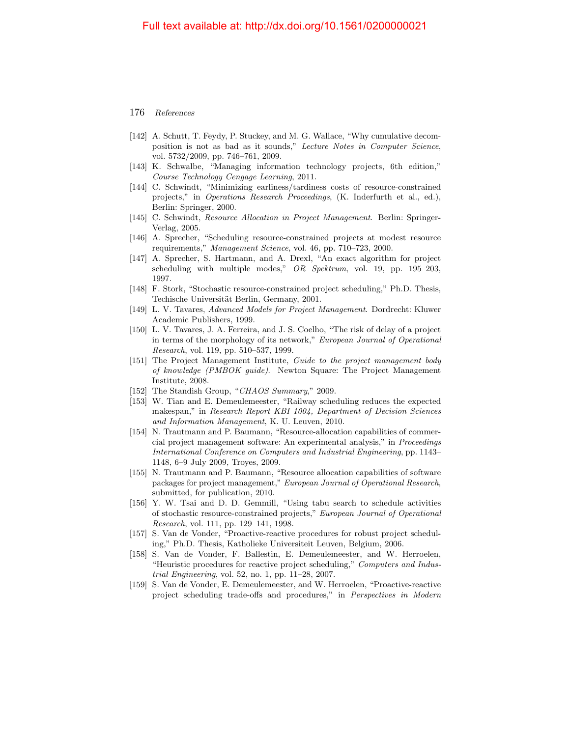[142] A. Schutt, T. Feydy, P. Stuckey, and M. G. Wallace, "Why cumulative decomposition is not as bad as it sounds," *Lecture Notes in Computer Science*, vol. 5732/2009, pp. 746–761, 2009.

[143] K. Schwalbe, "Managing information technology projects, 6th edition," *Course Technology Cengage Learning*, 2011.

[144] C. Schwindt, "Minimizing earliness/tardiness costs of resource-constrained projects," in *Operations Research Proceedings*, (K. Inderfurth et al., ed.), Berlin: Springer, 2000.

[145] C. Schwindt, *Resource Allocation in Project Management*. Berlin: Springer-Verlag, 2005.

[146] A. Sprecher, "Scheduling resource-constrained projects at modest resource requirements," *Management Science*, vol. 46, pp. 710–723, 2000.

[147] A. Sprecher, S. Hartmann, and A. Drexl, "An exact algorithm for project scheduling with multiple modes," *OR Spektrum*, vol. 19, pp. 195–203, 1997.

[148] F. Stork, "Stochastic resource-constrained project scheduling," Ph.D. Thesis, Techische Universität Berlin, Germany, 2001.

[149] L. V. Tavares, *Advanced Models for Project Management*. Dordrecht: Kluwer Academic Publishers, 1999.

[150] L. V. Tavares, J. A. Ferreira, and J. S. Coelho, "The risk of delay of a project in terms of the morphology of its network," *European Journal of Operational Research*, vol. 119, pp. 510–537, 1999.

[151] The Project Management Institute, *Guide to the project management body of knowledge (PMBOK guide)*. Newton Square: The Project Management Institute, 2008.

[152] The Standish Group, "*CHAOS Summary*," 2009.

[153] W. Tian and E. Demeulemeester, "Railway scheduling reduces the expected makespan," in *Research Report KBI 1004, Department of Decision Sciences and Information Management*, K. U. Leuven, 2010.

[154] N. Trautmann and P. Baumann, "Resource-allocation capabilities of commercial project management software: An experimental analysis," in *Proceedings International Conference on Computers and Industrial Engineering*, pp. 1143–1148, 6–9 July 2009, Troyes, 2009.

[155] N. Trautmann and P. Baumann, "Resource allocation capabilities of software packages for project management," *European Journal of Operational Research*, submitted, for publication, 2010.

[156] Y. W. Tsai and D. D. Gemmill, "Using tabu search to schedule activities of stochastic resource-constrained projects," *European Journal of Operational Research*, vol. 111, pp. 129–141, 1998.

[157] S. Van de Vonder, "Proactive-reactive procedures for robust project scheduling," Ph.D. Thesis, Katholieke Universiteit Leuven, Belgium, 2006.

[158] S. Van de Vonder, F. Ballestin, E. Demeulemeester, and W. Herroelen, "Heuristic procedures for reactive project scheduling," *Computers and Industrial Engineering*, vol. 52, no. 1, pp. 11–28, 2007.

[159] S. Van de Vonder, E. Demeulemeester, and W. Herroelen, "Proactive-reactive project scheduling trade-offs and procedures," in *Perspectives in Modern*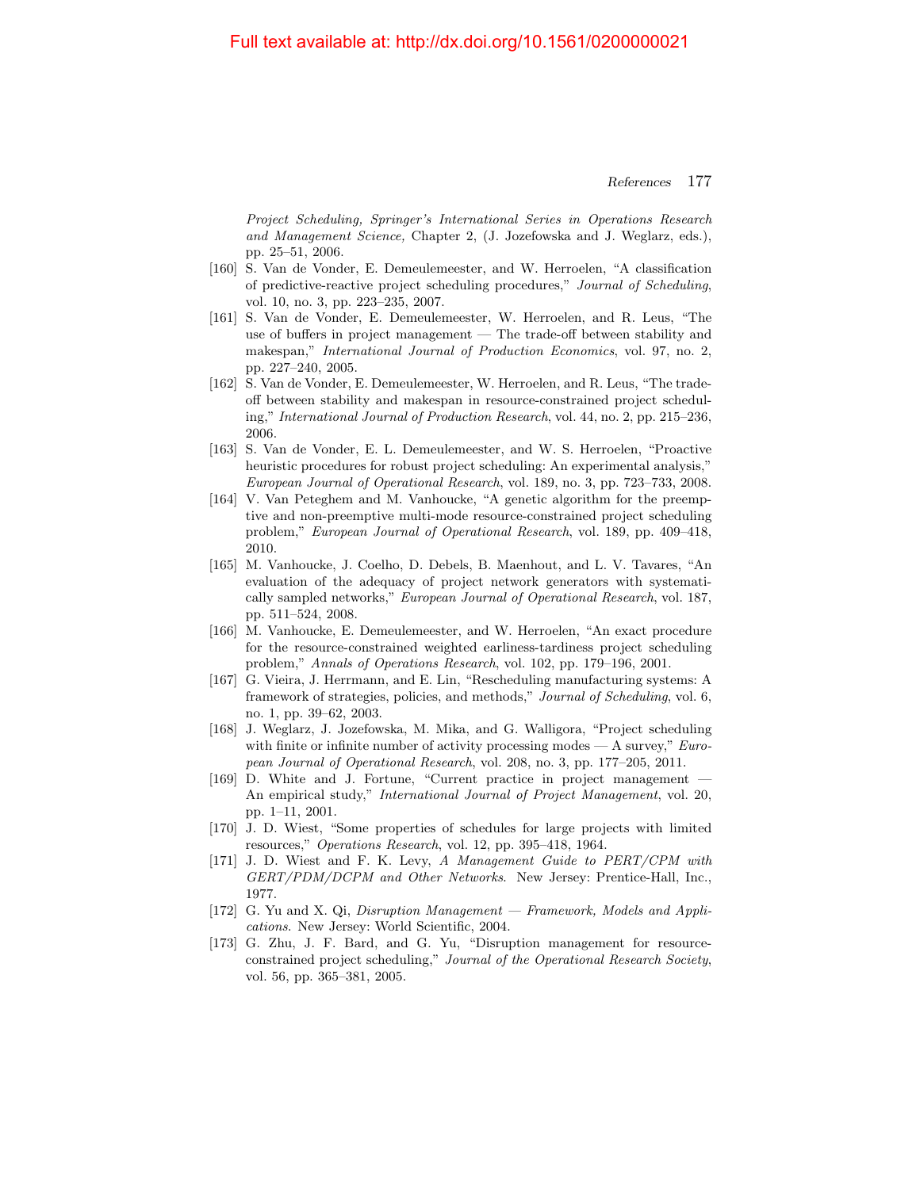*Project Scheduling, Springer's International Series in Operations Research and Management Science,* Chapter 2, (J. Jozefowska and J. Weglarz, eds.), pp. 25–51, 2006.

[160] S. Van de Vonder, E. Demeulemeester, and W. Herroelen, "A classification of predictive-reactive project scheduling procedures," *Journal of Scheduling*, vol. 10, no. 3, pp. 223–235, 2007.

[161] S. Van de Vonder, E. Demeulemeester, W. Herroelen, and R. Leus, "The use of buffers in project management — The trade-off between stability and makespan," *International Journal of Production Economics*, vol. 97, no. 2, pp. 227–240, 2005.

[162] S. Van de Vonder, E. Demeulemeester, W. Herroelen, and R. Leus, "The trade-off between stability and makespan in resource-constrained project scheduling," *International Journal of Production Research*, vol. 44, no. 2, pp. 215–236, 2006.

[163] S. Van de Vonder, E. L. Demeulemeester, and W. S. Herroelen, "Proactive heuristic procedures for robust project scheduling: An experimental analysis," *European Journal of Operational Research*, vol. 189, no. 3, pp. 723–733, 2008.

[164] V. Van Peteghem and M. Vanhoucke, "A genetic algorithm for the preemptive and non-preemptive multi-mode resource-constrained project scheduling problem," *European Journal of Operational Research*, vol. 189, pp. 409–418, 2010.

[165] M. Vanhoucke, J. Coelho, D. Debels, B. Maenhout, and L. V. Tavares, "An evaluation of the adequacy of project network generators with systematically sampled networks," *European Journal of Operational Research*, vol. 187, pp. 511–524, 2008.

[166] M. Vanhoucke, E. Demeulemeester, and W. Herroelen, "An exact procedure for the resource-constrained weighted earliness-tardiness project scheduling problem," *Annals of Operations Research*, vol. 102, pp. 179–196, 2001.

[167] G. Vieira, J. Herrmann, and E. Lin, "Rescheduling manufacturing systems: A framework of strategies, policies, and methods," *Journal of Scheduling*, vol. 6, no. 1, pp. 39–62, 2003.

[168] J. Weglarz, J. Jozefowska, M. Mika, and G. Walligora, "Project scheduling with finite or infinite number of activity processing modes — A survey," *European Journal of Operational Research*, vol. 208, no. 3, pp. 177–205, 2011.

[169] D. White and J. Fortune, "Current practice in project management — An empirical study," *International Journal of Project Management*, vol. 20, pp. 1–11, 2001.

[170] J. D. Wiest, "Some properties of schedules for large projects with limited resources," *Operations Research*, vol. 12, pp. 395–418, 1964.

[171] J. D. Wiest and F. K. Levy, *A Management Guide to PERT/CPM with GERT/PDM/DCPM and Other Networks*. New Jersey: Prentice-Hall, Inc., 1977.

[172] G. Yu and X. Qi, *Disruption Management — Framework, Models and Applications*. New Jersey: World Scientific, 2004.

[173] G. Zhu, J. F. Bard, and G. Yu, "Disruption management for resource-constrained project scheduling," *Journal of the Operational Research Society*, vol. 56, pp. 365–381, 2005.